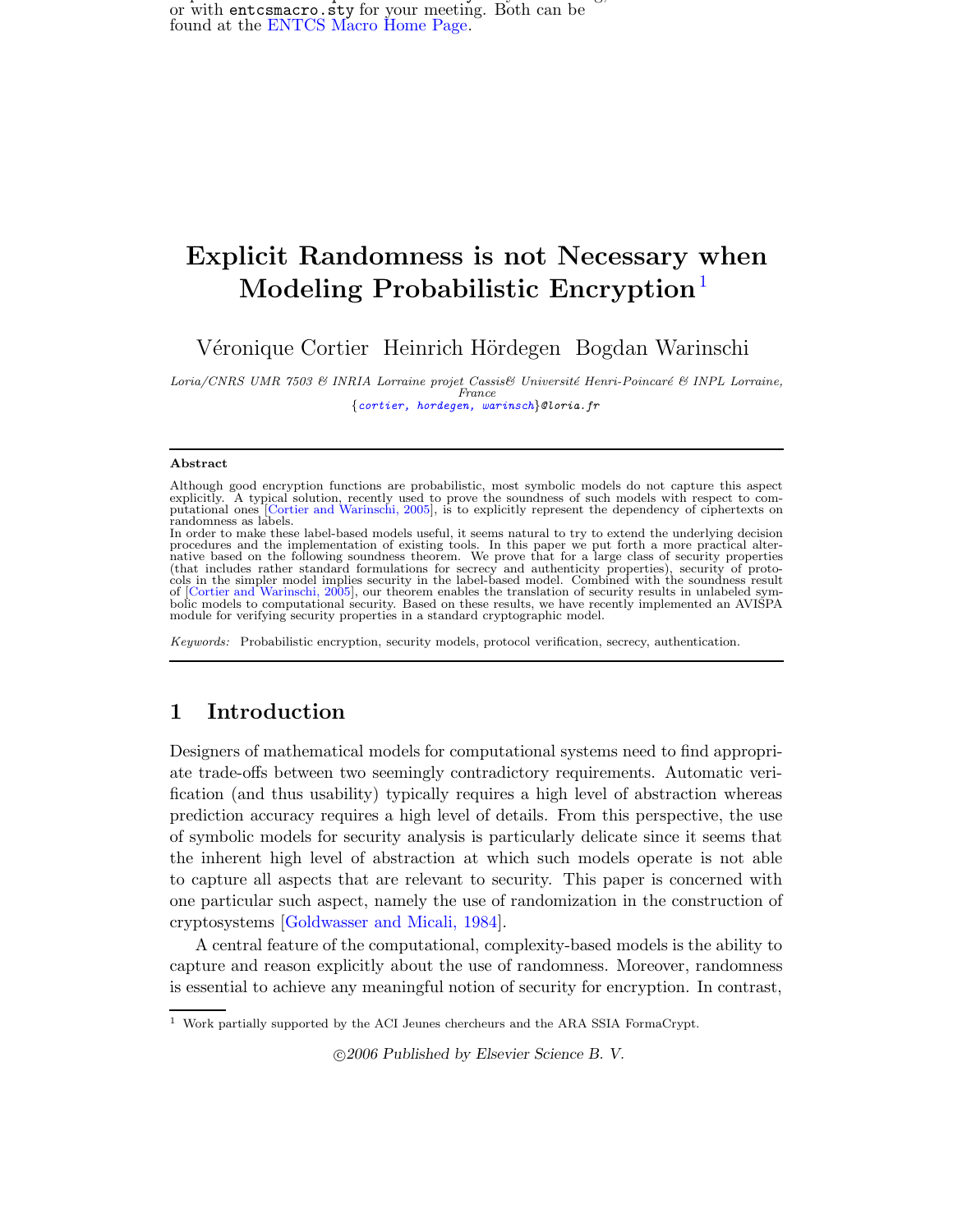or with entcsmacro.sty for your meeting. Both can be found at the ENTCS Macro Home Page.

# Explicit Randomness is not Necessary when Modeling Probabilistic Encryption [1]

Véronique Cortier Heinrich Hördegen Bogdan Warinschi

*Loria/CNRS UMR 7503 & INRIA Lorraine projet Cassis& Université Henri-Poincaré & INPL Lorraine, France*
*{cortier, hordegen, warinsch}@loria.fr*

---

**Abstract**

Although good encryption functions are probabilistic, most symbolic models do not capture this aspect explicitly. A typical solution, recently used to prove the soundness of such models with respect to computational ones [Cortier and Warinschi, 2005], is to explicitly represent the dependency of ciphertexts on randomness as labels.
In order to make these label-based models useful, it seems natural to try to extend the underlying decision procedures and the implementation of existing tools. In this paper we put forth a more practical alternative based on the following soundness theorem. We prove that for a large class of security properties (that includes rather standard formulations for secrecy and authenticity properties), security of protocols in the simpler model implies security in the label-based model. Combined with the soundness result of [Cortier and Warinschi, 2005], our theorem enables the translation of security results in unlabeled symbolic models to computational security. Based on these results, we have recently implemented an AVISPA module for verifying security properties in a standard cryptographic model.

*Keywords:* Probabilistic encryption, security models, protocol verification, secrecy, authentication.

---

## 1 Introduction

Designers of mathematical models for computational systems need to find appropriate trade-offs between two seemingly contradictory requirements. Automatic verification (and thus usability) typically requires a high level of abstraction whereas prediction accuracy requires a high level of details. From this perspective, the use of symbolic models for security analysis is particularly delicate since it seems that the inherent high level of abstraction at which such models operate is not able to capture all aspects that are relevant to security. This paper is concerned with one particular such aspect, namely the use of randomization in the construction of cryptosystems [Goldwasser and Micali, 1984].

A central feature of the computational, complexity-based models is the ability to capture and reason explicitly about the use of randomness. Moreover, randomness is essential to achieve any meaningful notion of security for encryption. In contrast,

[1] Work partially supported by the ACI Jeunes chercheurs and the ARA SSIA FormaCrypt.

©2006 Published by Elsevier Science B. V.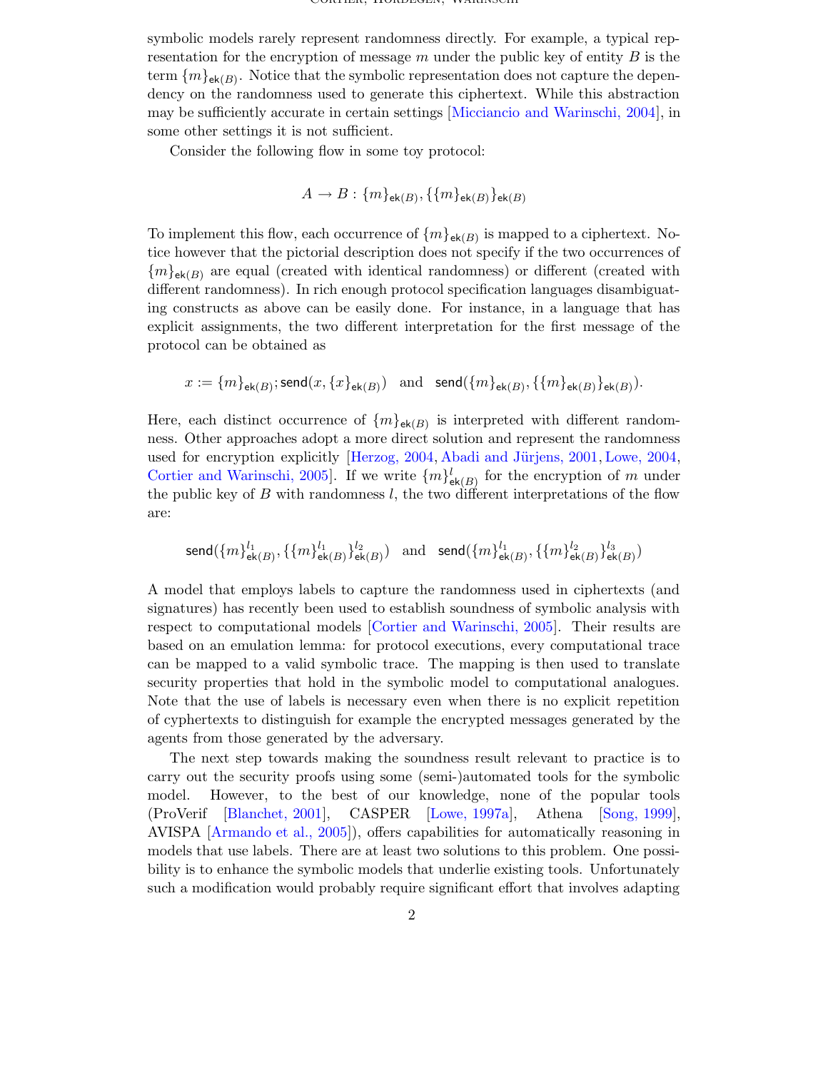symbolic models rarely represent randomness directly. For example, a typical representation for the encryption of message $m$ under the public key of entity $B$ is the term $\{m\}_{\mathsf{ek}(B)}$. Notice that the symbolic representation does not capture the dependency on the randomness used to generate this ciphertext. While this abstraction may be sufficiently accurate in certain settings [Micciancio and Warinschi, 2004], in some other settings it is not sufficient.

Consider the following flow in some toy protocol:

$$A \rightarrow B : \{m\}_{\mathsf{ek}(B)}, \{\{m\}_{\mathsf{ek}(B)}\}_{\mathsf{ek}(B)}$$

To implement this flow, each occurrence of $\{m\}_{\mathsf{ek}(B)}$ is mapped to a ciphertext. Notice however that the pictorial description does not specify if the two occurrences of $\{m\}_{\mathsf{ek}(B)}$ are equal (created with identical randomness) or different (created with different randomness). In rich enough protocol specification languages disambiguating constructs as above can be easily done. For instance, in a language that has explicit assignments, the two different interpretation for the first message of the protocol can be obtained as

$$x := \{m\}_{\mathsf{ek}(B)}; \mathsf{send}(x, \{x\}_{\mathsf{ek}(B)}) \quad \text{and} \quad \mathsf{send}(\{m\}_{\mathsf{ek}(B)}, \{\{m\}_{\mathsf{ek}(B)}\}_{\mathsf{ek}(B)}).$$

Here, each distinct occurrence of $\{m\}_{\mathsf{ek}(B)}$ is interpreted with different randomness. Other approaches adopt a more direct solution and represent the randomness used for encryption explicitly [Herzog, 2004, Abadi and Jürjens, 2001, Lowe, 2004, Cortier and Warinschi, 2005]. If we write $\{m\}^{l}_{\mathsf{ek}(B)}$ for the encryption of $m$ under the public key of $B$ with randomness $l$, the two different interpretations of the flow are:

$$\mathsf{send}(\{m\}^{l_1}_{\mathsf{ek}(B)}, \{\{m\}^{l_1}_{\mathsf{ek}(B)}\}^{l_2}_{\mathsf{ek}(B)}) \quad \text{and} \quad \mathsf{send}(\{m\}^{l_1}_{\mathsf{ek}(B)}, \{\{m\}^{l_2}_{\mathsf{ek}(B)}\}^{l_3}_{\mathsf{ek}(B)})$$

A model that employs labels to capture the randomness used in ciphertexts (and signatures) has recently been used to establish soundness of symbolic analysis with respect to computational models [Cortier and Warinschi, 2005]. Their results are based on an emulation lemma: for protocol executions, every computational trace can be mapped to a valid symbolic trace. The mapping is then used to translate security properties that hold in the symbolic model to computational analogues. Note that the use of labels is necessary even when there is no explicit repetition of cyphertexts to distinguish for example the encrypted messages generated by the agents from those generated by the adversary.

The next step towards making the soundness result relevant to practice is to carry out the security proofs using some (semi-)automated tools for the symbolic model. However, to the best of our knowledge, none of the popular tools (ProVerif [Blanchet, 2001], CASPER [Lowe, 1997a], Athena [Song, 1999], AVISPA [Armando et al., 2005]), offers capabilities for automatically reasoning in models that use labels. There are at least two solutions to this problem. One possibility is to enhance the symbolic models that underlie existing tools. Unfortunately such a modification would probably require significant effort that involves adapting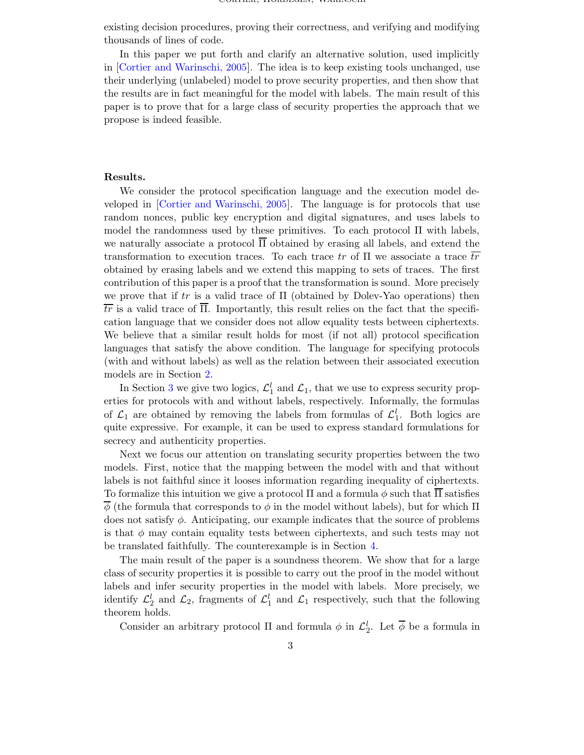existing decision procedures, proving their correctness, and verifying and modifying thousands of lines of code.

In this paper we put forth and clarify an alternative solution, used implicitly in [Cortier and Warinschi, 2005]. The idea is to keep existing tools unchanged, use their underlying (unlabeled) model to prove security properties, and then show that the results are in fact meaningful for the model with labels. The main result of this paper is to prove that for a large class of security properties the approach that we propose is indeed feasible.

**Results.**

We consider the protocol specification language and the execution model developed in [Cortier and Warinschi, 2005]. The language is for protocols that use random nonces, public key encryption and digital signatures, and uses labels to model the randomness used by these primitives. To each protocol $\Pi$ with labels, we naturally associate a protocol $\overline{\Pi}$ obtained by erasing all labels, and extend the transformation to execution traces. To each trace $tr$ of $\Pi$ we associate a trace $\overline{tr}$ obtained by erasing labels and we extend this mapping to sets of traces. The first contribution of this paper is a proof that the transformation is sound. More precisely we prove that if $tr$ is a valid trace of $\Pi$ (obtained by Dolev-Yao operations) then $\overline{tr}$ is a valid trace of $\overline{\Pi}$. Importantly, this result relies on the fact that the specification language that we consider does not allow equality tests between ciphertexts. We believe that a similar result holds for most (if not all) protocol specification languages that satisfy the above condition. The language for specifying protocols (with and without labels) as well as the relation between their associated execution models are in Section 2.

In Section 3 we give two logics, $\mathcal{L}_1^l$ and $\mathcal{L}_1$, that we use to express security properties for protocols with and without labels, respectively. Informally, the formulas of $\mathcal{L}_1$ are obtained by removing the labels from formulas of $\mathcal{L}_1^l$. Both logics are quite expressive. For example, it can be used to express standard formulations for secrecy and authenticity properties.

Next we focus our attention on translating security properties between the two models. First, notice that the mapping between the model with and that without labels is not faithful since it looses information regarding inequality of ciphertexts. To formalize this intuition we give a protocol $\Pi$ and a formula $\phi$ such that $\overline{\Pi}$ satisfies $\overline{\phi}$ (the formula that corresponds to $\phi$ in the model without labels), but for which $\Pi$ does not satisfy $\phi$. Anticipating, our example indicates that the source of problems is that $\phi$ may contain equality tests between ciphertexts, and such tests may not be translated faithfully. The counterexample is in Section 4.

The main result of the paper is a soundness theorem. We show that for a large class of security properties it is possible to carry out the proof in the model without labels and infer security properties in the model with labels. More precisely, we identify $\mathcal{L}_2^l$ and $\mathcal{L}_2$, fragments of $\mathcal{L}_1^l$ and $\mathcal{L}_1$ respectively, such that the following theorem holds.

Consider an arbitrary protocol $\Pi$ and formula $\phi$ in $\mathcal{L}_2^l$. Let $\overline{\phi}$ be a formula in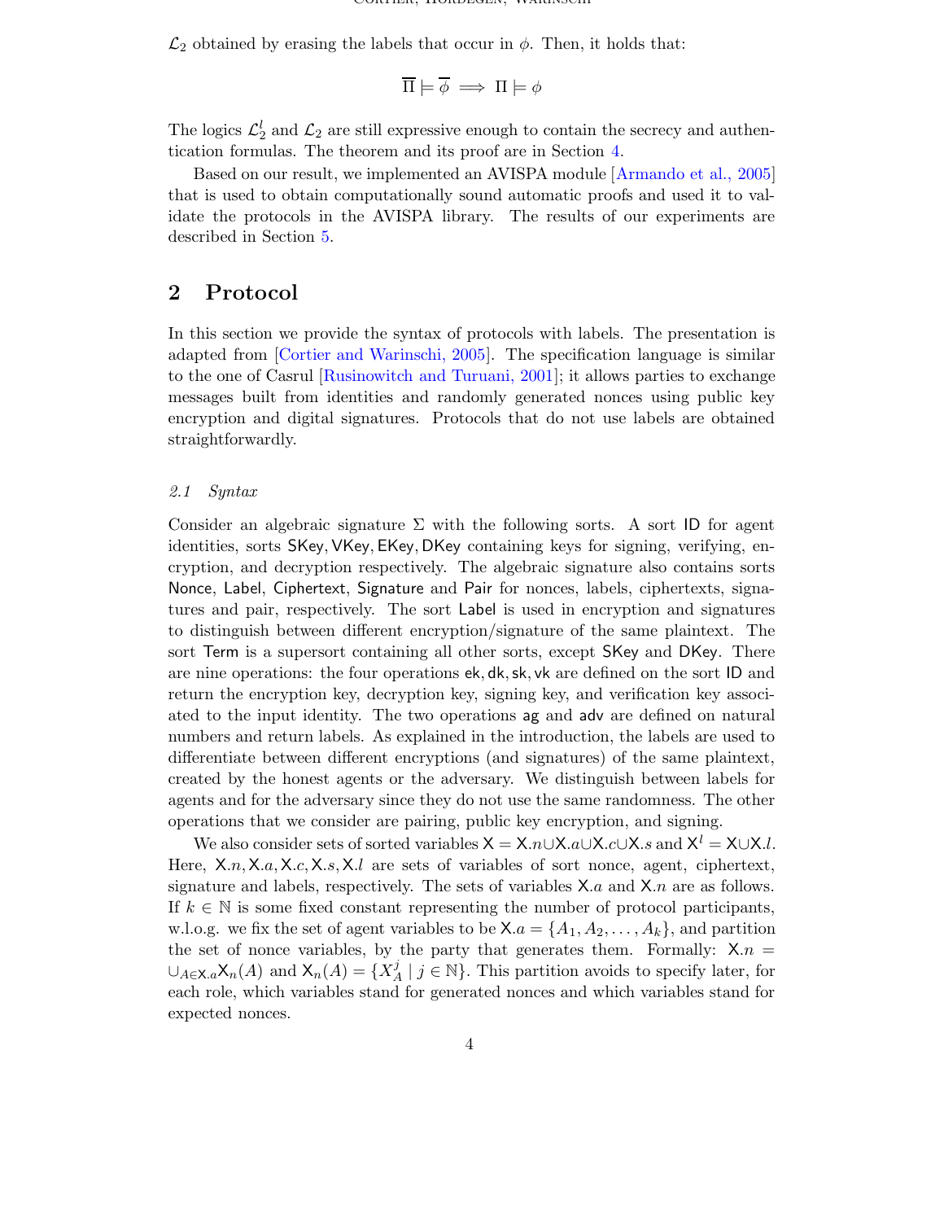$\mathcal{L}_2$ obtained by erasing the labels that occur in $\phi$. Then, it holds that:

$$\overline{\Pi} \models \overline{\phi} \implies \Pi \models \phi$$

The logics $\mathcal{L}_2^l$ and $\mathcal{L}_2$ are still expressive enough to contain the secrecy and authentication formulas. The theorem and its proof are in Section 4.

Based on our result, we implemented an AVISPA module [Armando et al., 2005] that is used to obtain computationally sound automatic proofs and used it to validate the protocols in the AVISPA library. The results of our experiments are described in Section 5.

## 2 Protocol

In this section we provide the syntax of protocols with labels. The presentation is adapted from [Cortier and Warinschi, 2005]. The specification language is similar to the one of Casrul [Rusinowitch and Turuani, 2001]; it allows parties to exchange messages built from identities and randomly generated nonces using public key encryption and digital signatures. Protocols that do not use labels are obtained straightforwardly.

### 2.1 Syntax

Consider an algebraic signature $\Sigma$ with the following sorts. A sort $\mathsf{ID}$ for agent identities, sorts $\mathsf{SKey}, \mathsf{VKey}, \mathsf{EKey}, \mathsf{DKey}$ containing keys for signing, verifying, encryption, and decryption respectively. The algebraic signature also contains sorts $\mathsf{Nonce}$, $\mathsf{Label}$, $\mathsf{Ciphertext}$, $\mathsf{Signature}$ and $\mathsf{Pair}$ for nonces, labels, ciphertexts, signatures and pair, respectively. The sort $\mathsf{Label}$ is used in encryption and signatures to distinguish between different encryption/signature of the same plaintext. The sort $\mathsf{Term}$ is a supersort containing all other sorts, except $\mathsf{SKey}$ and $\mathsf{DKey}$. There are nine operations: the four operations $\mathsf{ek}, \mathsf{dk}, \mathsf{sk}, \mathsf{vk}$ are defined on the sort $\mathsf{ID}$ and return the encryption key, decryption key, signing key, and verification key associated to the input identity. The two operations $\mathsf{ag}$ and $\mathsf{adv}$ are defined on natural numbers and return labels. As explained in the introduction, the labels are used to differentiate between different encryptions (and signatures) of the same plaintext, created by the honest agents or the adversary. We distinguish between labels for agents and for the adversary since they do not use the same randomness. The other operations that we consider are pairing, public key encryption, and signing.

We also consider sets of sorted variables $\mathsf{X} = \mathsf{X}.n \cup \mathsf{X}.a \cup \mathsf{X}.c \cup \mathsf{X}.s$ and $\mathsf{X}^l = \mathsf{X} \cup \mathsf{X}.l$. Here, $\mathsf{X}.n, \mathsf{X}.a, \mathsf{X}.c, \mathsf{X}.s, \mathsf{X}.l$ are sets of variables of sort nonce, agent, ciphertext, signature and labels, respectively. The sets of variables $\mathsf{X}.a$ and $\mathsf{X}.n$ are as follows. If $k \in \mathbb{N}$ is some fixed constant representing the number of protocol participants, w.l.o.g. we fix the set of agent variables to be $\mathsf{X}.a = \{A_1, A_2, \ldots, A_k\}$, and partition the set of nonce variables, by the party that generates them. Formally: $\mathsf{X}.n = \cup_{A \in \mathsf{X}.a} \mathsf{X}_n(A)$ and $\mathsf{X}_n(A) = \{X_A^j \mid j \in \mathbb{N}\}$. This partition avoids to specify later, for each role, which variables stand for generated nonces and which variables stand for expected nonces.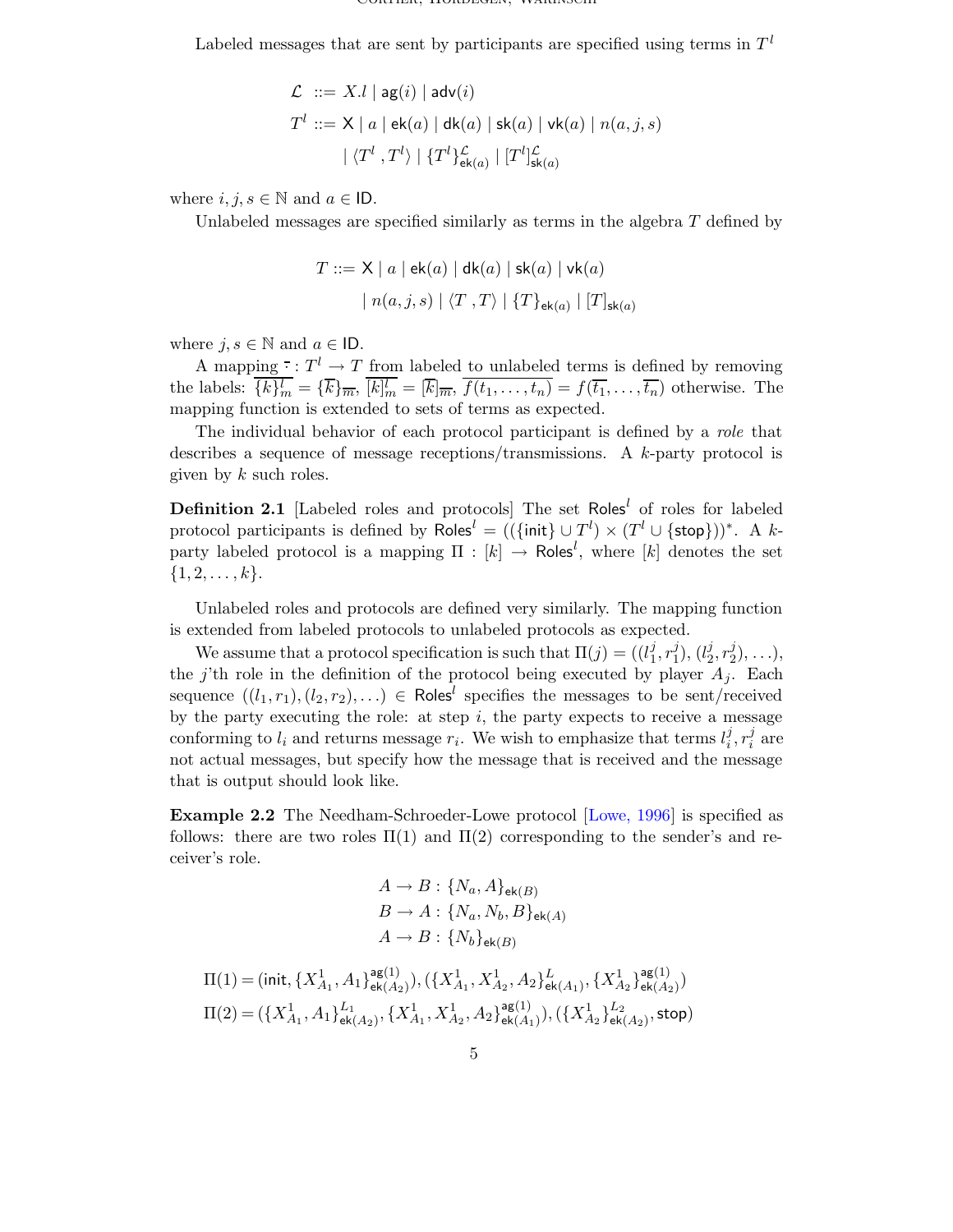Labeled messages that are sent by participants are specified using terms in $T^l$

$$
\begin{aligned}
\mathcal{L} \;&::= X.l \mid \mathsf{ag}(i) \mid \mathsf{adv}(i) \\
T^l \;&::= \mathsf{X} \mid a \mid \mathsf{ek}(a) \mid \mathsf{dk}(a) \mid \mathsf{sk}(a) \mid \mathsf{vk}(a) \mid n(a,j,s) \\
&\quad \mid \langle T^l \,, T^l \rangle \mid \{T^l\}^{\mathcal{L}}_{\mathsf{ek}(a)} \mid [T^l]^{\mathcal{L}}_{\mathsf{sk}(a)}
\end{aligned}
$$

where $i, j, s \in \mathbb{N}$ and $a \in \mathsf{ID}$.

Unlabeled messages are specified similarly as terms in the algebra $T$ defined by

$$
\begin{aligned}
T ::= \;&\mathsf{X} \mid a \mid \mathsf{ek}(a) \mid \mathsf{dk}(a) \mid \mathsf{sk}(a) \mid \mathsf{vk}(a) \\
&\mid n(a,j,s) \mid \langle T \,, T \rangle \mid \{T\}_{\mathsf{ek}(a)} \mid [T]_{\mathsf{sk}(a)}
\end{aligned}
$$

where $j, s \in \mathbb{N}$ and $a \in \mathsf{ID}$.

A mapping $\overline{\cdot} : T^l \to T$ from labeled to unlabeled terms is defined by removing the labels: $\overline{\{k\}^l_m} = \{\overline{k}\}_{\overline{m}}$, $\overline{[k]^l_m} = [\overline{k}]_{\overline{m}}$, $\overline{f(t_1, \ldots, t_n)} = f(\overline{t_1}, \ldots, \overline{t_n})$ otherwise. The mapping function is extended to sets of terms as expected.

The individual behavior of each protocol participant is defined by a *role* that describes a sequence of message receptions/transmissions. A $k$-party protocol is given by $k$ such roles.

**Definition 2.1** [Labeled roles and protocols] The set $\mathsf{Roles}^l$ of roles for labeled protocol participants is defined by $\mathsf{Roles}^l = ((\{\mathsf{init}\} \cup T^l) \times (T^l \cup \{\mathsf{stop}\}))^*$. A $k$-party labeled protocol is a mapping $\Pi : [k] \to \mathsf{Roles}^l$, where $[k]$ denotes the set $\{1, 2, \ldots, k\}$.

Unlabeled roles and protocols are defined very similarly. The mapping function is extended from labeled protocols to unlabeled protocols as expected.

We assume that a protocol specification is such that $\Pi(j) = ((l^j_1, r^j_1), (l^j_2, r^j_2), \ldots)$, the $j$'th role in the definition of the protocol being executed by player $A_j$. Each sequence $((l_1, r_1), (l_2, r_2), \ldots) \in \mathsf{Roles}^l$ specifies the messages to be sent/received by the party executing the role: at step $i$, the party expects to receive a message conforming to $l_i$ and returns message $r_i$. We wish to emphasize that terms $l^j_i, r^j_i$ are not actual messages, but specify how the message that is received and the message that is output should look like.

**Example 2.2** The Needham-Schroeder-Lowe protocol [Lowe, 1996] is specified as follows: there are two roles $\Pi(1)$ and $\Pi(2)$ corresponding to the sender's and receiver's role.

$$
\begin{aligned}
A \to B &: \{N_a, A\}_{\mathsf{ek}(B)} \\
B \to A &: \{N_a, N_b, B\}_{\mathsf{ek}(A)} \\
A \to B &: \{N_b\}_{\mathsf{ek}(B)}
\end{aligned}
$$

$$
\Pi(1) = (\mathsf{init}, \{X^1_{A_1}, A_1\}^{\mathsf{ag}(1)}_{\mathsf{ek}(A_2)}), (\{X^1_{A_1}, X^1_{A_2}, A_2\}^{L}_{\mathsf{ek}(A_1)}, \{X^1_{A_2}\}^{\mathsf{ag}(1)}_{\mathsf{ek}(A_2)})
$$

$$
\Pi(2) = (\{X^1_{A_1}, A_1\}^{L_1}_{\mathsf{ek}(A_2)}, \{X^1_{A_1}, X^1_{A_2}, A_2\}^{\mathsf{ag}(1)}_{\mathsf{ek}(A_1)}), (\{X^1_{A_2}\}^{L_2}_{\mathsf{ek}(A_2)}, \mathsf{stop})
$$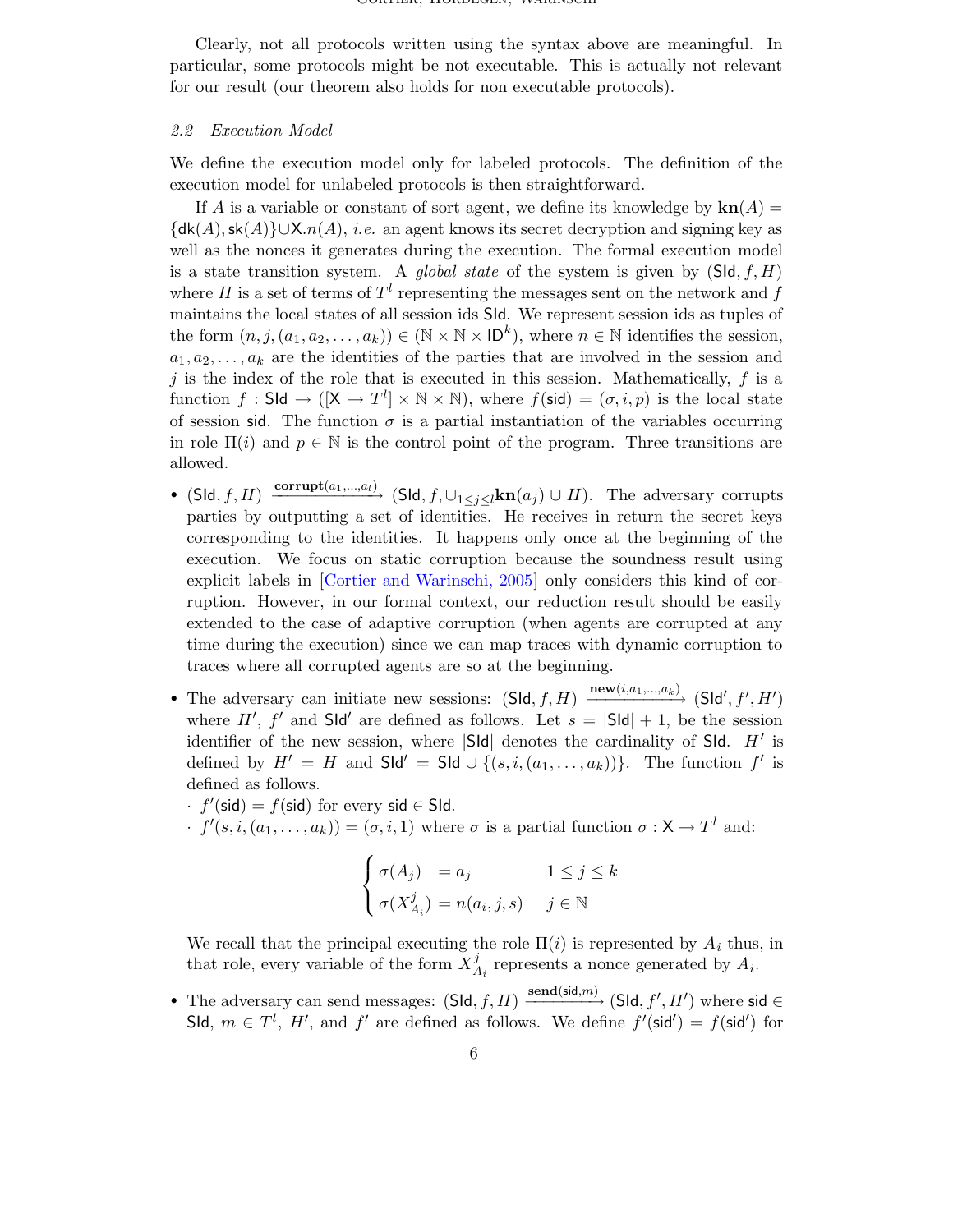Clearly, not all protocols written using the syntax above are meaningful. In particular, some protocols might be not executable. This is actually not relevant for our result (our theorem also holds for non executable protocols).

### 2.2 Execution Model

We define the execution model only for labeled protocols. The definition of the execution model for unlabeled protocols is then straightforward.

If $A$ is a variable or constant of sort agent, we define its knowledge by $\mathbf{kn}(A) = \{\mathsf{dk}(A), \mathsf{sk}(A)\} \cup \mathsf{X}.n(A)$, *i.e.* an agent knows its secret decryption and signing key as well as the nonces it generates during the execution. The formal execution model is a state transition system. A *global state* of the system is given by $(\mathsf{SId}, f, H)$ where $H$ is a set of terms of $T^l$ representing the messages sent on the network and $f$ maintains the local states of all session ids $\mathsf{SId}$. We represent session ids as tuples of the form $(n, j, (a_1, a_2, \ldots, a_k)) \in (\mathbb{N} \times \mathbb{N} \times \mathsf{ID}^k)$, where $n \in \mathbb{N}$ identifies the session, $a_1, a_2, \ldots, a_k$ are the identities of the parties that are involved in the session and $j$ is the index of the role that is executed in this session. Mathematically, $f$ is a function $f : \mathsf{SId} \to ([\mathsf{X} \to T^l] \times \mathbb{N} \times \mathbb{N})$, where $f(\mathsf{sid}) = (\sigma, i, p)$ is the local state of session $\mathsf{sid}$. The function $\sigma$ is a partial instantiation of the variables occurring in role $\Pi(i)$ and $p \in \mathbb{N}$ is the control point of the program. Three transitions are allowed.

- $(\mathsf{SId}, f, H) \xrightarrow{\mathbf{corrupt}(a_1,\ldots,a_l)} (\mathsf{SId}, f, \cup_{1\leq j \leq l}\mathbf{kn}(a_j) \cup H)$. The adversary corrupts parties by outputting a set of identities. He receives in return the secret keys corresponding to the identities. It happens only once at the beginning of the execution. We focus on static corruption because the soundness result using explicit labels in [Cortier and Warinschi, 2005] only considers this kind of corruption. However, in our formal context, our reduction result should be easily extended to the case of adaptive corruption (when agents are corrupted at any time during the execution) since we can map traces with dynamic corruption to traces where all corrupted agents are so at the beginning.
- The adversary can initiate new sessions: $(\mathsf{SId}, f, H) \xrightarrow{\mathbf{new}(i,a_1,\ldots,a_k)} (\mathsf{SId}', f', H')$ where $H'$, $f'$ and $\mathsf{SId}'$ are defined as follows. Let $s = |\mathsf{SId}| + 1$, be the session identifier of the new session, where $|\mathsf{SId}|$ denotes the cardinality of $\mathsf{SId}$. $H'$ is defined by $H' = H$ and $\mathsf{SId}' = \mathsf{SId} \cup \{(s, i, (a_1, \ldots, a_k))\}$. The function $f'$ is defined as follows.
  - $f'(\mathsf{sid}) = f(\mathsf{sid})$ for every $\mathsf{sid} \in \mathsf{SId}$.
  - $f'(s, i, (a_1, \ldots, a_k)) = (\sigma, i, 1)$ where $\sigma$ is a partial function $\sigma : \mathsf{X} \to T^l$ and:

$$
\begin{cases}
\sigma(A_j) &= a_j \qquad\qquad 1 \leq j \leq k \\
\sigma(X^j_{A_i}) &= n(a_i, j, s) \qquad j \in \mathbb{N}
\end{cases}
$$

  We recall that the principal executing the role $\Pi(i)$ is represented by $A_i$ thus, in that role, every variable of the form $X^j_{A_i}$ represents a nonce generated by $A_i$.

- The adversary can send messages: $(\mathsf{SId}, f, H) \xrightarrow{\mathbf{send}(\mathsf{sid},m)} (\mathsf{SId}, f', H')$ where $\mathsf{sid} \in \mathsf{SId}$, $m \in T^l$, $H'$, and $f'$ are defined as follows. We define $f'(\mathsf{sid}') = f(\mathsf{sid}')$ for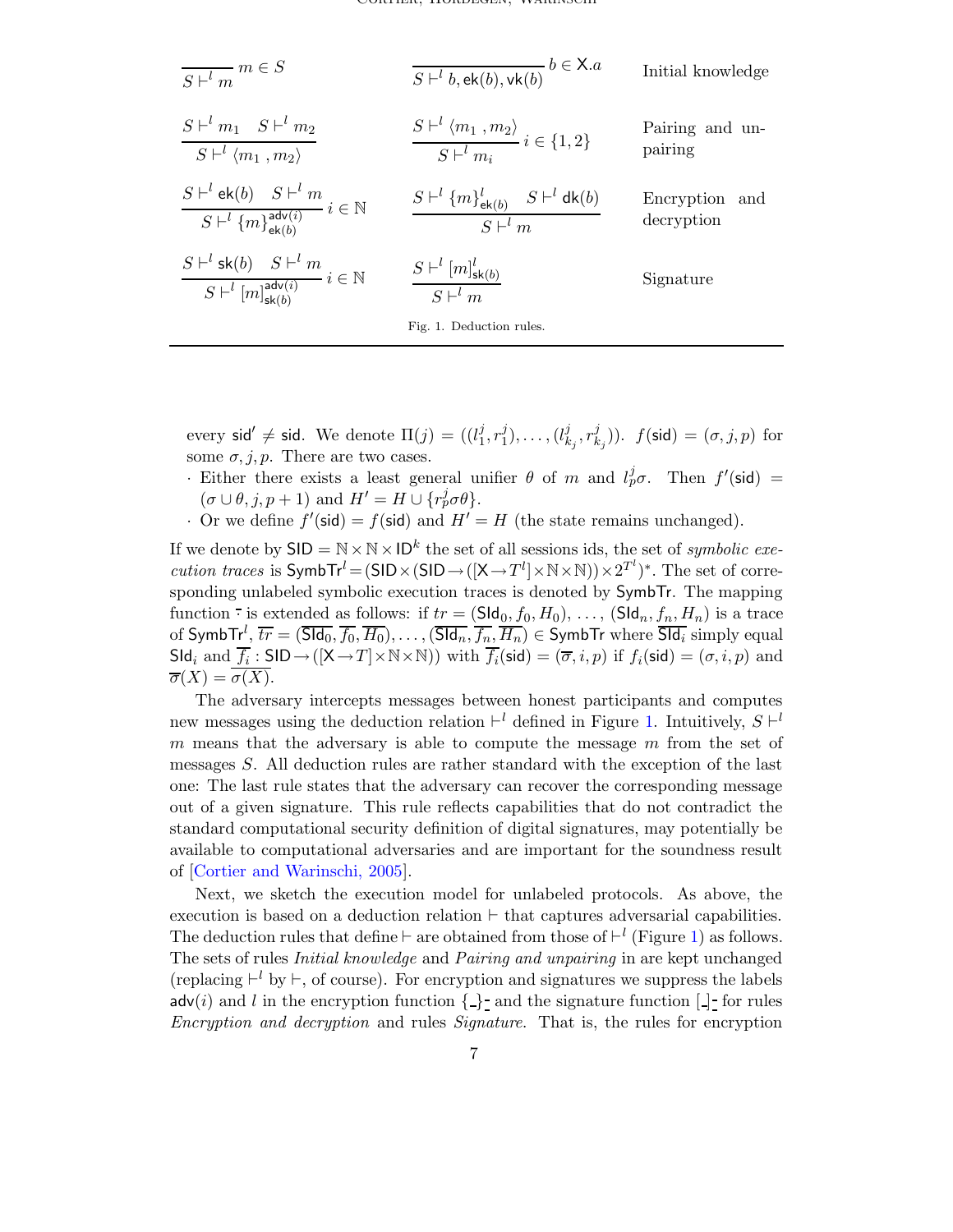| | | |
|---|---|---|
| $\dfrac{}{S \vdash^l m}\ m \in S$ | $\dfrac{}{S \vdash^l b, \mathsf{ek}(b), \mathsf{vk}(b)}\ b \in \mathsf{X}.a$ | Initial knowledge |
| $\dfrac{S \vdash^l m_1 \quad S \vdash^l m_2}{S \vdash^l \langle m_1 , m_2 \rangle}$ | $\dfrac{S \vdash^l \langle m_1 , m_2 \rangle}{S \vdash^l m_i}\ i \in \{1,2\}$ | Pairing and unpairing |
| $\dfrac{S \vdash^l \mathsf{ek}(b) \quad S \vdash^l m}{S \vdash^l \{m\}^{\mathsf{adv}(i)}_{\mathsf{ek}(b)}}\ i \in \mathbb{N}$ | $\dfrac{S \vdash^l \{m\}^l_{\mathsf{ek}(b)} \quad S \vdash^l \mathsf{dk}(b)}{S \vdash^l m}$ | Encryption and decryption |
| $\dfrac{S \vdash^l \mathsf{sk}(b) \quad S \vdash^l m}{S \vdash^l [m]^{\mathsf{adv}(i)}_{\mathsf{sk}(b)}}\ i \in \mathbb{N}$ | $\dfrac{S \vdash^l [m]^l_{\mathsf{sk}(b)}}{S \vdash^l m}$ | Signature |

Fig. 1. Deduction rules.

every $\mathsf{sid}' \neq \mathsf{sid}$. We denote $\Pi(j) = ((l^j_1, r^j_1), \ldots, (l^j_{k_j}, r^j_{k_j}))$. $f(\mathsf{sid}) = (\sigma, j, p)$ for some $\sigma, j, p$. There are two cases.

- Either there exists a least general unifier $\theta$ of $m$ and $l^j_p\sigma$. Then $f'(\mathsf{sid}) = (\sigma \cup \theta, j, p+1)$ and $H' = H \cup \{r^j_p\sigma\theta\}$.
- Or we define $f'(\mathsf{sid}) = f(\mathsf{sid})$ and $H' = H$ (the state remains unchanged).

If we denote by $\mathsf{SID} = \mathbb{N} \times \mathbb{N} \times \mathsf{ID}^k$ the set of all sessions ids, the set of *symbolic execution traces* is $\mathsf{SymbTr}^l = (\mathsf{SID} \times (\mathsf{SID} \to ([\mathsf{X} \to T^l] \times \mathbb{N} \times \mathbb{N})) \times 2^{T^l})^*$. The set of corresponding unlabeled symbolic execution traces is denoted by $\mathsf{SymbTr}$. The mapping function $\overline{\cdot}$ is extended as follows: if $tr = (\mathsf{SId}_0, f_0, H_0), \ldots, (\mathsf{SId}_n, f_n, H_n)$ is a trace of $\mathsf{SymbTr}^l$, $\overline{tr} = (\overline{\mathsf{SId}_0}, \overline{f_0}, \overline{H_0}), \ldots, (\overline{\mathsf{SId}_n}, \overline{f_n}, \overline{H_n}) \in \mathsf{SymbTr}$ where $\overline{\mathsf{SId}_i}$ simply equal $\mathsf{SId}_i$ and $\overline{f_i} : \mathsf{SID} \to ([\mathsf{X} \to T] \times \mathbb{N} \times \mathbb{N}))$ with $\overline{f_i}(\mathsf{sid}) = (\overline{\sigma}, i, p)$ if $f_i(\mathsf{sid}) = (\sigma, i, p)$ and $\overline{\sigma}(X) = \overline{\sigma(X)}$.

The adversary intercepts messages between honest participants and computes new messages using the deduction relation $\vdash^l$ defined in Figure 1. Intuitively, $S \vdash^l m$ means that the adversary is able to compute the message $m$ from the set of messages $S$. All deduction rules are rather standard with the exception of the last one: The last rule states that the adversary can recover the corresponding message out of a given signature. This rule reflects capabilities that do not contradict the standard computational security definition of digital signatures, may potentially be available to computational adversaries and are important for the soundness result of [Cortier and Warinschi, 2005].

Next, we sketch the execution model for unlabeled protocols. As above, the execution is based on a deduction relation $\vdash$ that captures adversarial capabilities. The deduction rules that define $\vdash$ are obtained from those of $\vdash^l$ (Figure 1) as follows. The sets of rules *Initial knowledge* and *Pairing and unpairing* in are kept unchanged (replacing $\vdash^l$ by $\vdash$, of course). For encryption and signatures we suppress the labels $\mathsf{adv}(i)$ and $l$ in the encryption function $\{\_\}_{\_}$ and the signature function $[\_]_{\_}$ for rules *Encryption and decryption* and rules *Signature*. That is, the rules for encryption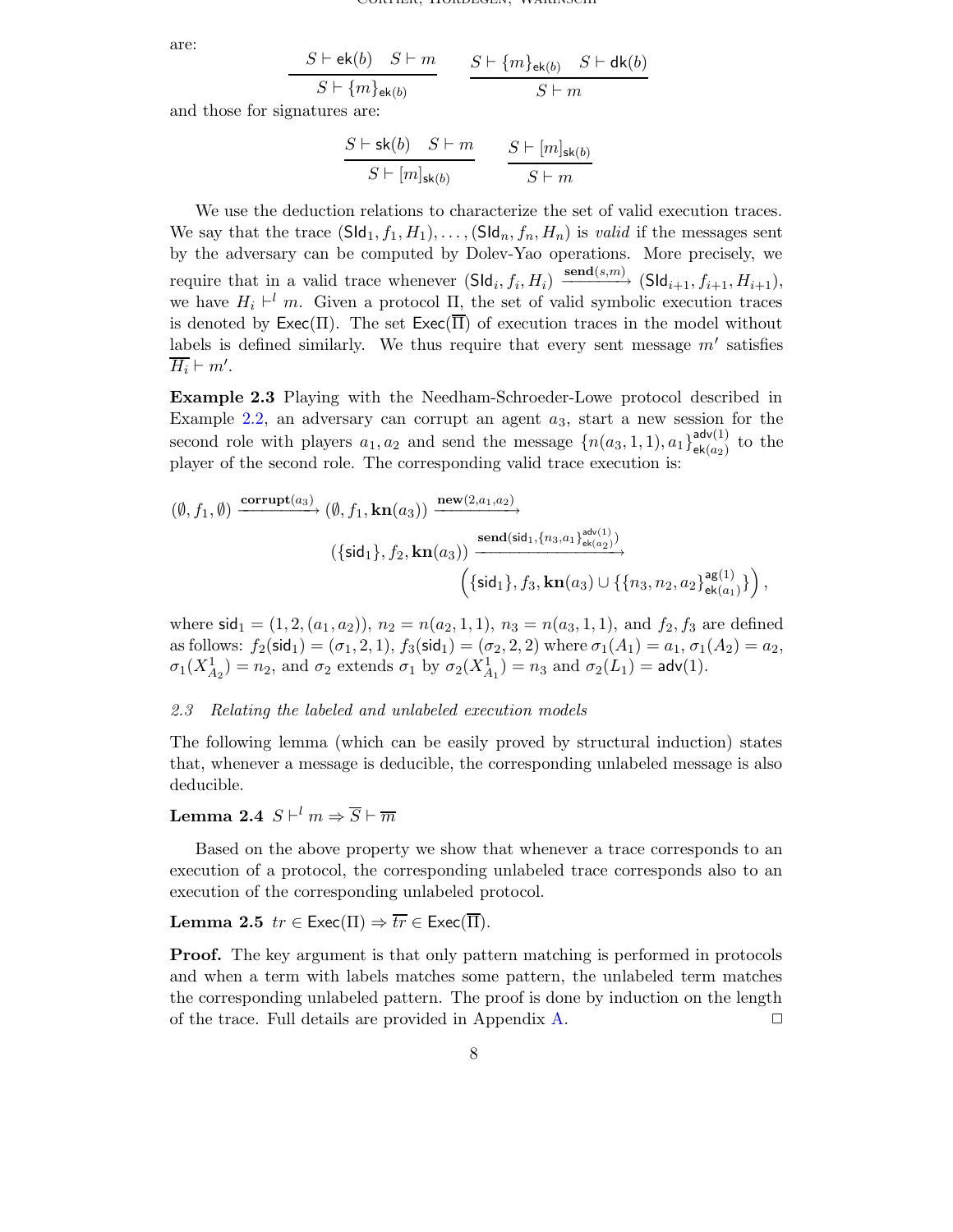are:

$$\frac{S \vdash \mathsf{ek}(b) \quad S \vdash m}{S \vdash \{m\}_{\mathsf{ek}(b)}} \qquad \frac{S \vdash \{m\}_{\mathsf{ek}(b)} \quad S \vdash \mathsf{dk}(b)}{S \vdash m}$$

and those for signatures are:

$$\frac{S \vdash \mathsf{sk}(b) \quad S \vdash m}{S \vdash [m]_{\mathsf{sk}(b)}} \qquad \frac{S \vdash [m]_{\mathsf{sk}(b)}}{S \vdash m}$$

We use the deduction relations to characterize the set of valid execution traces. We say that the trace $(\mathsf{SId}_1, f_1, H_1), \ldots, (\mathsf{SId}_n, f_n, H_n)$ is *valid* if the messages sent by the adversary can be computed by Dolev-Yao operations. More precisely, we require that in a valid trace whenever $(\mathsf{SId}_i, f_i, H_i) \xrightarrow{\mathbf{send}(s,m)} (\mathsf{SId}_{i+1}, f_{i+1}, H_{i+1})$, we have $H_i \vdash^l m$. Given a protocol $\Pi$, the set of valid symbolic execution traces is denoted by $\mathsf{Exec}(\Pi)$. The set $\mathsf{Exec}(\overline{\Pi})$ of execution traces in the model without labels is defined similarly. We thus require that every sent message $m'$ satisfies $\overline{H_i} \vdash m'$.

**Example 2.3** Playing with the Needham-Schroeder-Lowe protocol described in Example 2.2, an adversary can corrupt an agent $a_3$, start a new session for the second role with players $a_1, a_2$ and send the message $\{n(a_3, 1, 1), a_1\}^{\mathsf{adv}(1)}_{\mathsf{ek}(a_2)}$ to the player of the second role. The corresponding valid trace execution is:

$$(\emptyset, f_1, \emptyset) \xrightarrow{\mathbf{corrupt}(a_3)} (\emptyset, f_1, \mathbf{kn}(a_3)) \xrightarrow{\mathbf{new}(2,a_1,a_2)} (\{\mathsf{sid}_1\}, f_2, \mathbf{kn}(a_3)) \xrightarrow{\mathbf{send}(\mathsf{sid}_1, \{n_3, a_1\}^{\mathsf{adv}(1)}_{\mathsf{ek}(a_2)})} \left(\{\mathsf{sid}_1\}, f_3, \mathbf{kn}(a_3) \cup \{\{n_3, n_2, a_2\}^{\mathsf{ag}(1)}_{\mathsf{ek}(a_1)}\}\right),$$

where $\mathsf{sid}_1 = (1, 2, (a_1, a_2))$, $n_2 = n(a_2, 1, 1)$, $n_3 = n(a_3, 1, 1)$, and $f_2, f_3$ are defined as follows: $f_2(\mathsf{sid}_1) = (\sigma_1, 2, 1)$, $f_3(\mathsf{sid}_1) = (\sigma_2, 2, 2)$ where $\sigma_1(A_1) = a_1$, $\sigma_1(A_2) = a_2$, $\sigma_1(X^1_{A_2}) = n_2$, and $\sigma_2$ extends $\sigma_1$ by $\sigma_2(X^1_{A_1}) = n_3$ and $\sigma_2(L_1) = \mathsf{adv}(1)$.

### 2.3 *Relating the labeled and unlabeled execution models*

The following lemma (which can be easily proved by structural induction) states that, whenever a message is deducible, the corresponding unlabeled message is also deducible.

**Lemma 2.4** $S \vdash^l m \Rightarrow \overline{S} \vdash \overline{m}$

Based on the above property we show that whenever a trace corresponds to an execution of a protocol, the corresponding unlabeled trace corresponds also to an execution of the corresponding unlabeled protocol.

**Lemma 2.5** $tr \in \mathsf{Exec}(\Pi) \Rightarrow \overline{tr} \in \mathsf{Exec}(\overline{\Pi})$.

**Proof.** The key argument is that only pattern matching is performed in protocols and when a term with labels matches some pattern, the unlabeled term matches the corresponding unlabeled pattern. The proof is done by induction on the length of the trace. Full details are provided in Appendix A. □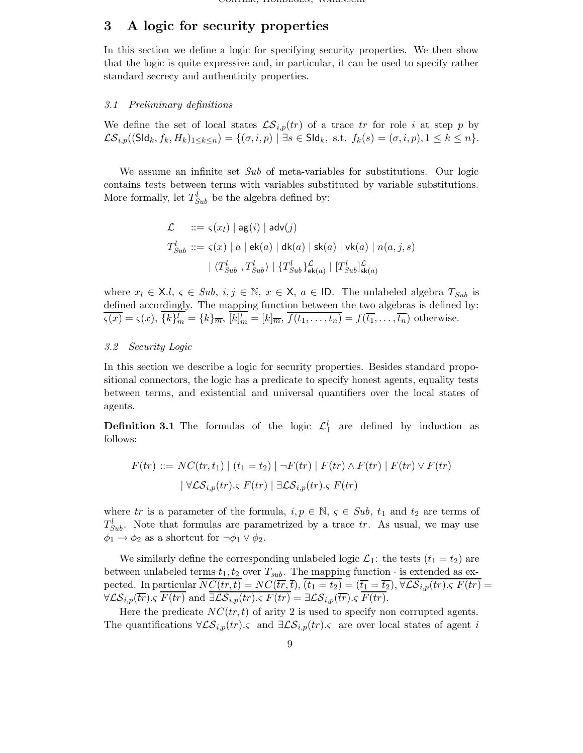## 3 A logic for security properties

In this section we define a logic for specifying security properties. We then show that the logic is quite expressive and, in particular, it can be used to specify rather standard secrecy and authenticity properties.

### *3.1 Preliminary definitions*

We define the set of local states $\mathcal{LS}_{i,p}(tr)$ of a trace $tr$ for role $i$ at step $p$ by $\mathcal{LS}_{i,p}((\mathsf{SId}_k, f_k, H_k)_{1\leq k\leq n}) = \{(\sigma, i, p) \mid \exists s \in \mathsf{SId}_k, \text{ s.t. } f_k(s) = (\sigma, i, p), 1 \leq k \leq n\}$.

We assume an infinite set *Sub* of meta-variables for substitutions. Our logic contains tests between terms with variables substituted by variable substitutions. More formally, let $T^l_{Sub}$ be the algebra defined by:

$$
\begin{aligned}
\mathcal{L} \quad &::= \varsigma(x_l) \mid \mathsf{ag}(i) \mid \mathsf{adv}(j) \\
T^l_{Sub} &::= \varsigma(x) \mid a \mid \mathsf{ek}(a) \mid \mathsf{dk}(a) \mid \mathsf{sk}(a) \mid \mathsf{vk}(a) \mid n(a, j, s) \\
&\quad\; \mid \langle T^l_{Sub}\, , T^l_{Sub} \rangle \mid \{T^l_{Sub}\}^{\mathcal{L}}_{\mathsf{ek}(a)} \mid [T^l_{Sub}]^{\mathcal{L}}_{\mathsf{sk}(a)}
\end{aligned}
$$

where $x_l \in \mathsf{X}.l$, $\varsigma \in Sub$, $i, j \in \mathbb{N}$, $x \in \mathsf{X}$, $a \in \mathsf{ID}$. The unlabeled algebra $T_{Sub}$ is defined accordingly. The mapping function between the two algebras is defined by: $\overline{\varsigma(x)} = \varsigma(x)$, $\overline{\{k\}^l_m} = \{\overline{k}\}_{\overline{m}}$, $\overline{[k]^l_m} = [\overline{k}]_{\overline{m}}$, $\overline{f(t_1, \ldots, t_n)} = f(\overline{t_1}, \ldots, \overline{t_n})$ otherwise.

### *3.2 Security Logic*

In this section we describe a logic for security properties. Besides standard propositional connectors, the logic has a predicate to specify honest agents, equality tests between terms, and existential and universal quantifiers over the local states of agents.

**Definition 3.1** The formulas of the logic $\mathcal{L}^l_1$ are defined by induction as follows:

$$
\begin{aligned}
F(tr) ::= &\; NC(tr, t_1) \mid (t_1 = t_2) \mid \neg F(tr) \mid F(tr) \wedge F(tr) \mid F(tr) \vee F(tr) \\
&\mid \forall \mathcal{LS}_{i,p}(tr).\varsigma\ F(tr) \mid \exists \mathcal{LS}_{i,p}(tr).\varsigma\ F(tr)
\end{aligned}
$$

where $tr$ is a parameter of the formula, $i, p \in \mathbb{N}$, $\varsigma \in Sub$, $t_1$ and $t_2$ are terms of $T^l_{Sub}$. Note that formulas are parametrized by a trace $tr$. As usual, we may use $\phi_1 \rightarrow \phi_2$ as a shortcut for $\neg\phi_1 \vee \phi_2$.

We similarly define the corresponding unlabeled logic $\mathcal{L}_1$: the tests $(t_1 = t_2)$ are between unlabeled terms $t_1, t_2$ over $T_{sub}$. The mapping function $\bar{\cdot}$ is extended as expected. In particular $\overline{NC(tr, t)} = NC(\overline{tr}, \overline{t})$, $\overline{(t_1 = t_2)} = (\overline{t_1} = \overline{t_2})$, $\overline{\forall \mathcal{LS}_{i,p}(tr).\varsigma\ F(tr)} = \forall \mathcal{LS}_{i,p}(\overline{tr}).\varsigma\ \overline{F(tr)}$ and $\overline{\exists \mathcal{LS}_{i,p}(tr).\varsigma\ F(tr)} = \exists \mathcal{LS}_{i,p}(\overline{tr}).\varsigma\ \overline{F(tr)}$.

Here the predicate $NC(tr, t)$ of arity 2 is used to specify non corrupted agents. The quantifications $\forall \mathcal{LS}_{i,p}(tr).\varsigma$ and $\exists \mathcal{LS}_{i,p}(tr).\varsigma$ are over local states of agent $i$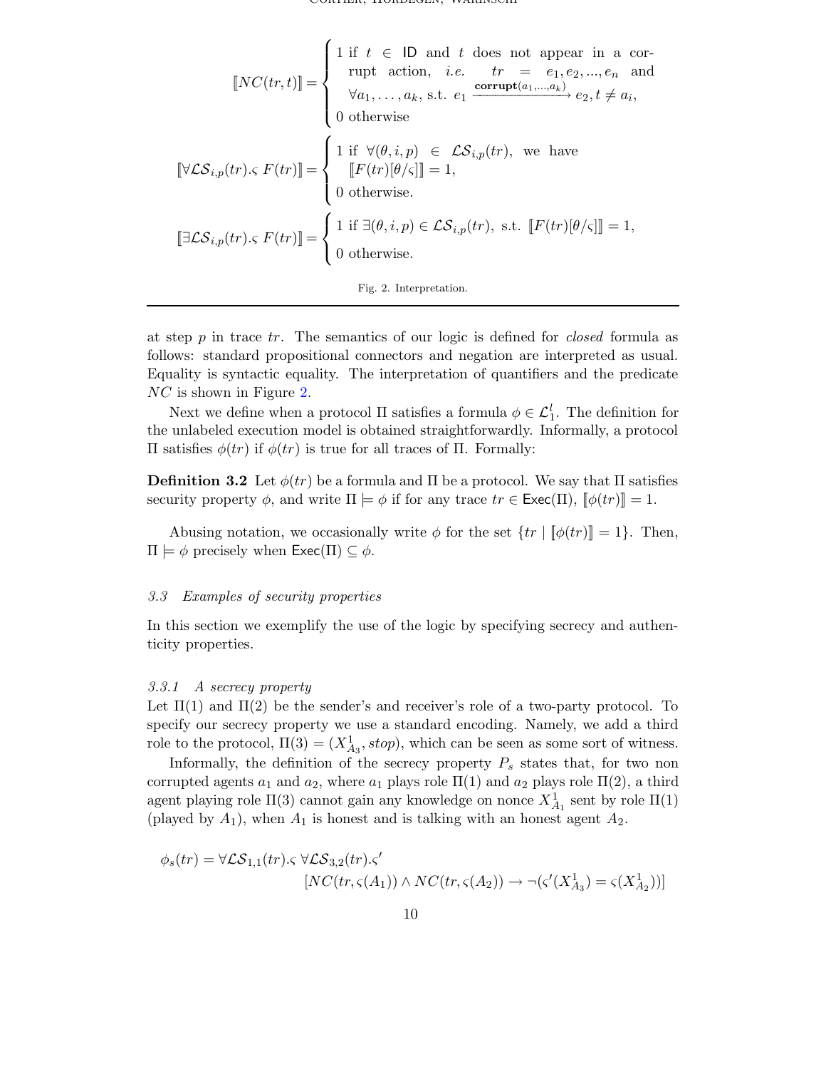$$\llbracket NC(tr,t) \rrbracket = \begin{cases} 1 \text{ if } t \in \mathsf{ID} \text{ and } t \text{ does not appear in a corrupt action, } i.e. \quad tr = e_1, e_2, ..., e_n \text{ and } \\ \quad \forall a_1, \ldots, a_k, \text{ s.t. } e_1 \xrightarrow{\mathbf{corrupt}(a_1,\ldots,a_k)} e_2, t \neq a_i, \\ 0 \text{ otherwise} \end{cases}$$

$$\llbracket \forall \mathcal{LS}_{i,p}(tr).\varsigma\ F(tr) \rrbracket = \begin{cases} 1 \text{ if } \forall (\theta, i, p) \in \mathcal{LS}_{i,p}(tr), \text{ we have } \\ \quad \llbracket F(tr)[\theta/\varsigma] \rrbracket = 1, \\ 0 \text{ otherwise.} \end{cases}$$

$$\llbracket \exists \mathcal{LS}_{i,p}(tr).\varsigma\ F(tr) \rrbracket = \begin{cases} 1 \text{ if } \exists (\theta, i, p) \in \mathcal{LS}_{i,p}(tr), \text{ s.t. } \llbracket F(tr)[\theta/\varsigma] \rrbracket = 1, \\ 0 \text{ otherwise.} \end{cases}$$

Fig. 2. Interpretation.

at step $p$ in trace $tr$. The semantics of our logic is defined for *closed* formula as follows: standard propositional connectors and negation are interpreted as usual. Equality is syntactic equality. The interpretation of quantifiers and the predicate $NC$ is shown in Figure 2.

Next we define when a protocol $\Pi$ satisfies a formula $\phi \in \mathcal{L}_1^l$. The definition for the unlabeled execution model is obtained straightforwardly. Informally, a protocol $\Pi$ satisfies $\phi(tr)$ if $\phi(tr)$ is true for all traces of $\Pi$. Formally:

**Definition 3.2** Let $\phi(tr)$ be a formula and $\Pi$ be a protocol. We say that $\Pi$ satisfies security property $\phi$, and write $\Pi \models \phi$ if for any trace $tr \in \mathsf{Exec}(\Pi)$, $\llbracket \phi(tr) \rrbracket = 1$.

Abusing notation, we occasionally write $\phi$ for the set $\{tr \mid \llbracket \phi(tr) \rrbracket = 1\}$. Then, $\Pi \models \phi$ precisely when $\mathsf{Exec}(\Pi) \subseteq \phi$.

### *3.3 Examples of security properties*

In this section we exemplify the use of the logic by specifying secrecy and authenticity properties.

#### *3.3.1 A secrecy property*

Let $\Pi(1)$ and $\Pi(2)$ be the sender's and receiver's role of a two-party protocol. To specify our secrecy property we use a standard encoding. Namely, we add a third role to the protocol, $\Pi(3) = (X^1_{A_3}, stop)$, which can be seen as some sort of witness.

Informally, the definition of the secrecy property $P_s$ states that, for two non corrupted agents $a_1$ and $a_2$, where $a_1$ plays role $\Pi(1)$ and $a_2$ plays role $\Pi(2)$, a third agent playing role $\Pi(3)$ cannot gain any knowledge on nonce $X^1_{A_1}$ sent by role $\Pi(1)$ (played by $A_1$), when $A_1$ is honest and is talking with an honest agent $A_2$.

$$\phi_s(tr) = \forall \mathcal{LS}_{1,1}(tr).\varsigma\ \forall \mathcal{LS}_{3,2}(tr).\varsigma' \\ [NC(tr, \varsigma(A_1)) \wedge NC(tr, \varsigma(A_2)) \rightarrow \neg(\varsigma'(X^1_{A_3}) = \varsigma(X^1_{A_2}))]$$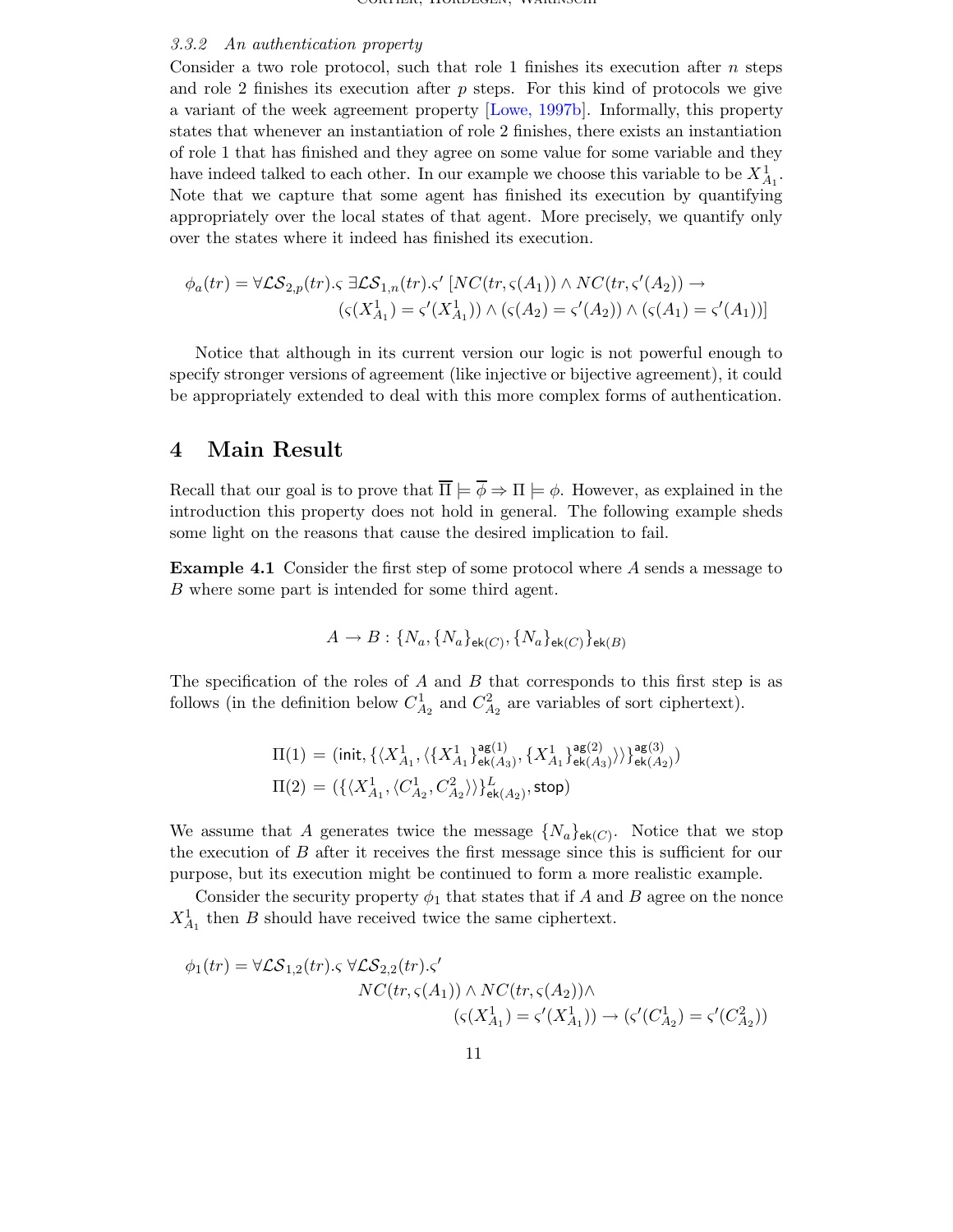#### 3.3.2 An authentication property

Consider a two role protocol, such that role 1 finishes its execution after $n$ steps and role 2 finishes its execution after $p$ steps. For this kind of protocols we give a variant of the week agreement property [Lowe, 1997b]. Informally, this property states that whenever an instantiation of role 2 finishes, there exists an instantiation of role 1 that has finished and they agree on some value for some variable and they have indeed talked to each other. In our example we choose this variable to be $X^1_{A_1}$. Note that we capture that some agent has finished its execution by quantifying appropriately over the local states of that agent. More precisely, we quantify only over the states where it indeed has finished its execution.

$$\phi_a(tr) = \forall \mathcal{LS}_{2,p}(tr).\varsigma \; \exists \mathcal{LS}_{1,n}(tr).\varsigma' \; [NC(tr, \varsigma(A_1)) \wedge NC(tr, \varsigma'(A_2)) \rightarrow \\ (\varsigma(X^1_{A_1}) = \varsigma'(X^1_{A_1})) \wedge (\varsigma(A_2) = \varsigma'(A_2)) \wedge (\varsigma(A_1) = \varsigma'(A_1))]$$

Notice that although in its current version our logic is not powerful enough to specify stronger versions of agreement (like injective or bijective agreement), it could be appropriately extended to deal with this more complex forms of authentication.

## 4 Main Result

Recall that our goal is to prove that $\overline{\Pi} \models \overline{\phi} \Rightarrow \Pi \models \phi$. However, as explained in the introduction this property does not hold in general. The following example sheds some light on the reasons that cause the desired implication to fail.

**Example 4.1** Consider the first step of some protocol where $A$ sends a message to $B$ where some part is intended for some third agent.

$$A \rightarrow B : \{N_a, \{N_a\}_{\mathsf{ek}(C)}, \{N_a\}_{\mathsf{ek}(C)}\}_{\mathsf{ek}(B)}$$

The specification of the roles of $A$ and $B$ that corresponds to this first step is as follows (in the definition below $C^1_{A_2}$ and $C^2_{A_2}$ are variables of sort ciphertext).

$$\Pi(1) = (\mathsf{init}, \{\langle X^1_{A_1}, \langle \{X^1_{A_1}\}^{\mathsf{ag}(1)}_{\mathsf{ek}(A_3)}, \{X^1_{A_1}\}^{\mathsf{ag}(2)}_{\mathsf{ek}(A_3)} \rangle\rangle\}^{\mathsf{ag}(3)}_{\mathsf{ek}(A_2)})$$
$$\Pi(2) = (\{\langle X^1_{A_1}, \langle C^1_{A_2}, C^2_{A_2} \rangle\rangle\}^{L}_{\mathsf{ek}(A_2)}, \mathsf{stop})$$

We assume that $A$ generates twice the message $\{N_a\}_{\mathsf{ek}(C)}$. Notice that we stop the execution of $B$ after it receives the first message since this is sufficient for our purpose, but its execution might be continued to form a more realistic example.

Consider the security property $\phi_1$ that states that if $A$ and $B$ agree on the nonce $X^1_{A_1}$ then $B$ should have received twice the same ciphertext.

$$\phi_1(tr) = \forall \mathcal{LS}_{1,2}(tr).\varsigma \; \forall \mathcal{LS}_{2,2}(tr).\varsigma' \\ NC(tr, \varsigma(A_1)) \wedge NC(tr, \varsigma(A_2)) \wedge \\ (\varsigma(X^1_{A_1}) = \varsigma'(X^1_{A_1})) \rightarrow (\varsigma'(C^1_{A_2}) = \varsigma'(C^2_{A_2}))$$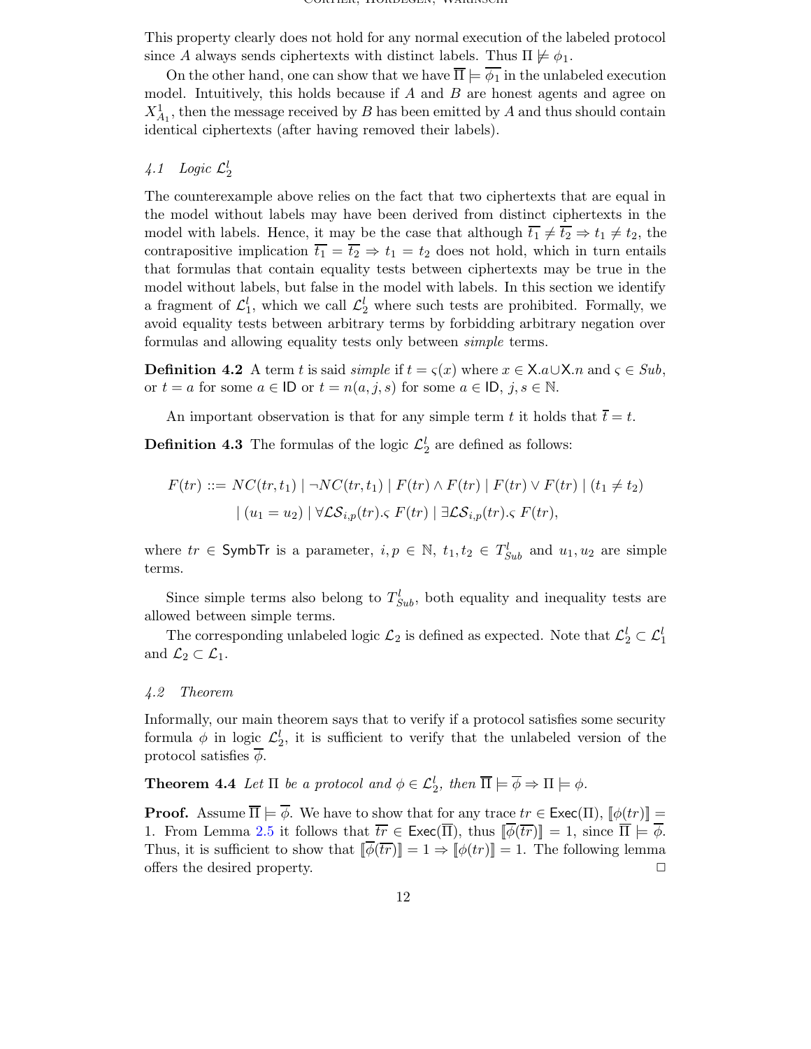This property clearly does not hold for any normal execution of the labeled protocol since $A$ always sends ciphertexts with distinct labels. Thus $\Pi \not\models \phi_1$.

On the other hand, one can show that we have $\overline{\Pi} \models \overline{\phi_1}$ in the unlabeled execution model. Intuitively, this holds because if $A$ and $B$ are honest agents and agree on $X^1_{A_1}$, then the message received by $B$ has been emitted by $A$ and thus should contain identical ciphertexts (after having removed their labels).

### *4.1 Logic $\mathcal{L}^l_2$*

The counterexample above relies on the fact that two ciphertexts that are equal in the model without labels may have been derived from distinct ciphertexts in the model with labels. Hence, it may be the case that although $\overline{t_1} \neq \overline{t_2} \Rightarrow t_1 \neq t_2$, the contrapositive implication $\overline{t_1} = \overline{t_2} \Rightarrow t_1 = t_2$ does not hold, which in turn entails that formulas that contain equality tests between ciphertexts may be true in the model without labels, but false in the model with labels. In this section we identify a fragment of $\mathcal{L}^l_1$, which we call $\mathcal{L}^l_2$ where such tests are prohibited. Formally, we avoid equality tests between arbitrary terms by forbidding arbitrary negation over formulas and allowing equality tests only between *simple* terms.

**Definition 4.2** A term $t$ is said *simple* if $t = \varsigma(x)$ where $x \in \mathsf{X}.a \cup \mathsf{X}.n$ and $\varsigma \in Sub$, or $t = a$ for some $a \in \mathsf{ID}$ or $t = n(a, j, s)$ for some $a \in \mathsf{ID}$, $j, s \in \mathbb{N}$.

An important observation is that for any simple term $t$ it holds that $\overline{t} = t$.

**Definition 4.3** The formulas of the logic $\mathcal{L}^l_2$ are defined as follows:

$$F(tr) ::= NC(tr, t_1) \mid \neg NC(tr, t_1) \mid F(tr) \wedge F(tr) \mid F(tr) \vee F(tr) \mid (t_1 \neq t_2)$$
$$\mid (u_1 = u_2) \mid \forall \mathcal{LS}_{i,p}(tr).\varsigma\ F(tr) \mid \exists \mathcal{LS}_{i,p}(tr).\varsigma\ F(tr),$$

where $tr \in \mathsf{SymbTr}$ is a parameter, $i, p \in \mathbb{N}$, $t_1, t_2 \in T^l_{Sub}$ and $u_1, u_2$ are simple terms.

Since simple terms also belong to $T^l_{Sub}$, both equality and inequality tests are allowed between simple terms.

The corresponding unlabeled logic $\mathcal{L}_2$ is defined as expected. Note that $\mathcal{L}^l_2 \subset \mathcal{L}^l_1$ and $\mathcal{L}_2 \subset \mathcal{L}_1$.

### *4.2 Theorem*

Informally, our main theorem says that to verify if a protocol satisfies some security formula $\phi$ in logic $\mathcal{L}^l_2$, it is sufficient to verify that the unlabeled version of the protocol satisfies $\overline{\phi}$.

**Theorem 4.4** *Let $\Pi$ be a protocol and $\phi \in \mathcal{L}^l_2$, then $\overline{\Pi} \models \overline{\phi} \Rightarrow \Pi \models \phi$.*

**Proof.** Assume $\overline{\Pi} \models \overline{\phi}$. We have to show that for any trace $tr \in \mathsf{Exec}(\Pi)$, $[\![\phi(tr)]\!] = 1$. From Lemma 2.5 it follows that $\overline{tr} \in \mathsf{Exec}(\overline{\Pi})$, thus $[\![\overline{\phi}(\overline{tr})]\!] = 1$, since $\overline{\Pi} \models \overline{\phi}$. Thus, it is sufficient to show that $[\![\overline{\phi}(\overline{tr})]\!] = 1 \Rightarrow [\![\phi(tr)]\!] = 1$. The following lemma offers the desired property. □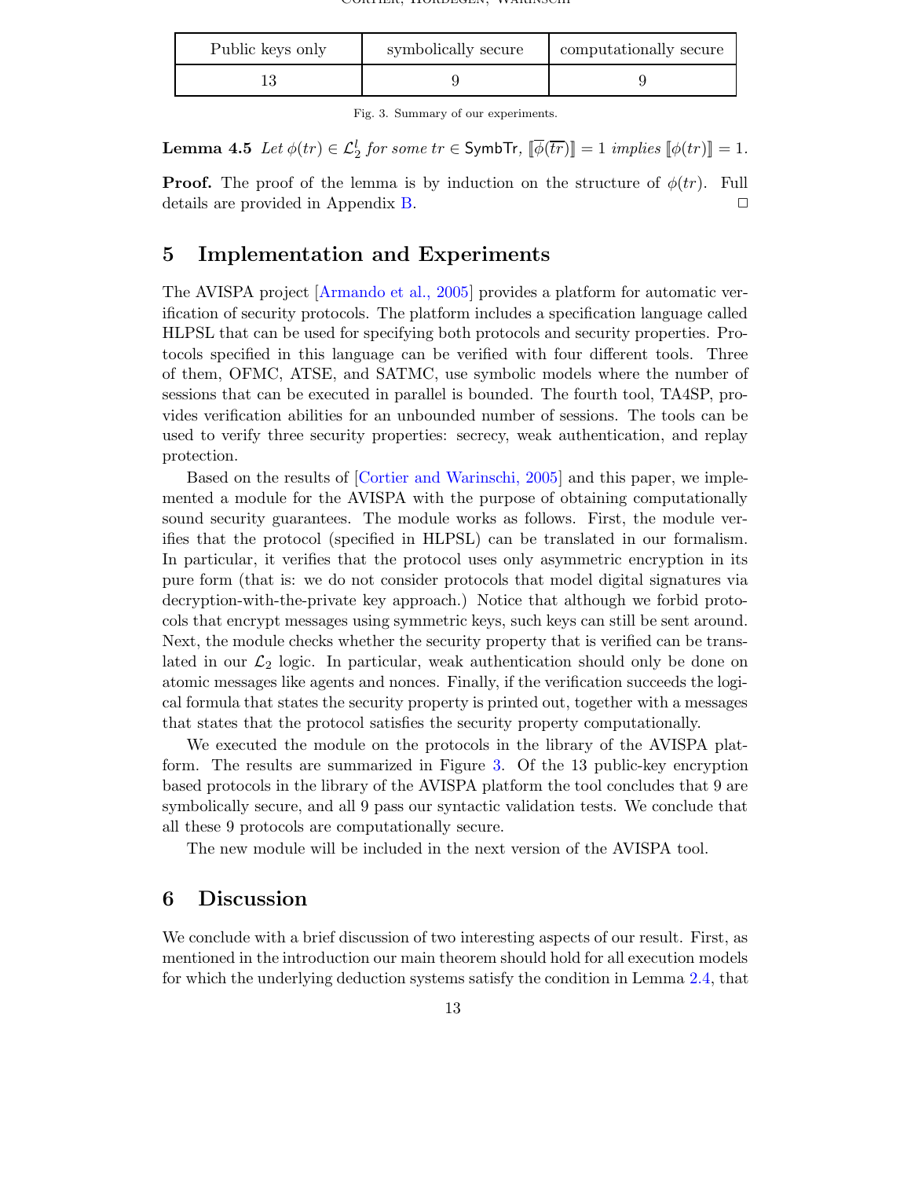| Public keys only | symbolically secure | computationally secure |
|---|---|---|
| 13 | 9 | 9 |

Fig. 3. Summary of our experiments.

**Lemma 4.5** *Let $\phi(tr) \in \mathcal{L}_2^l$ for some $tr \in \mathsf{SymbTr}$, $[\![\overline{\phi}(\overline{tr})]\!] = 1$ implies $[\![\phi(tr)]\!] = 1$.*

**Proof.** The proof of the lemma is by induction on the structure of $\phi(tr)$. Full details are provided in Appendix B. □

## 5 Implementation and Experiments

The AVISPA project [Armando et al., 2005] provides a platform for automatic verification of security protocols. The platform includes a specification language called HLPSL that can be used for specifying both protocols and security properties. Protocols specified in this language can be verified with four different tools. Three of them, OFMC, ATSE, and SATMC, use symbolic models where the number of sessions that can be executed in parallel is bounded. The fourth tool, TA4SP, provides verification abilities for an unbounded number of sessions. The tools can be used to verify three security properties: secrecy, weak authentication, and replay protection.

Based on the results of [Cortier and Warinschi, 2005] and this paper, we implemented a module for the AVISPA with the purpose of obtaining computationally sound security guarantees. The module works as follows. First, the module verifies that the protocol (specified in HLPSL) can be translated in our formalism. In particular, it verifies that the protocol uses only asymmetric encryption in its pure form (that is: we do not consider protocols that model digital signatures via decryption-with-the-private key approach.) Notice that although we forbid protocols that encrypt messages using symmetric keys, such keys can still be sent around. Next, the module checks whether the security property that is verified can be translated in our $\mathcal{L}_2$ logic. In particular, weak authentication should only be done on atomic messages like agents and nonces. Finally, if the verification succeeds the logical formula that states the security property is printed out, together with a messages that states that the protocol satisfies the security property computationally.

We executed the module on the protocols in the library of the AVISPA platform. The results are summarized in Figure 3. Of the 13 public-key encryption based protocols in the library of the AVISPA platform the tool concludes that 9 are symbolically secure, and all 9 pass our syntactic validation tests. We conclude that all these 9 protocols are computationally secure.

The new module will be included in the next version of the AVISPA tool.

## 6 Discussion

We conclude with a brief discussion of two interesting aspects of our result. First, as mentioned in the introduction our main theorem should hold for all execution models for which the underlying deduction systems satisfy the condition in Lemma 2.4, that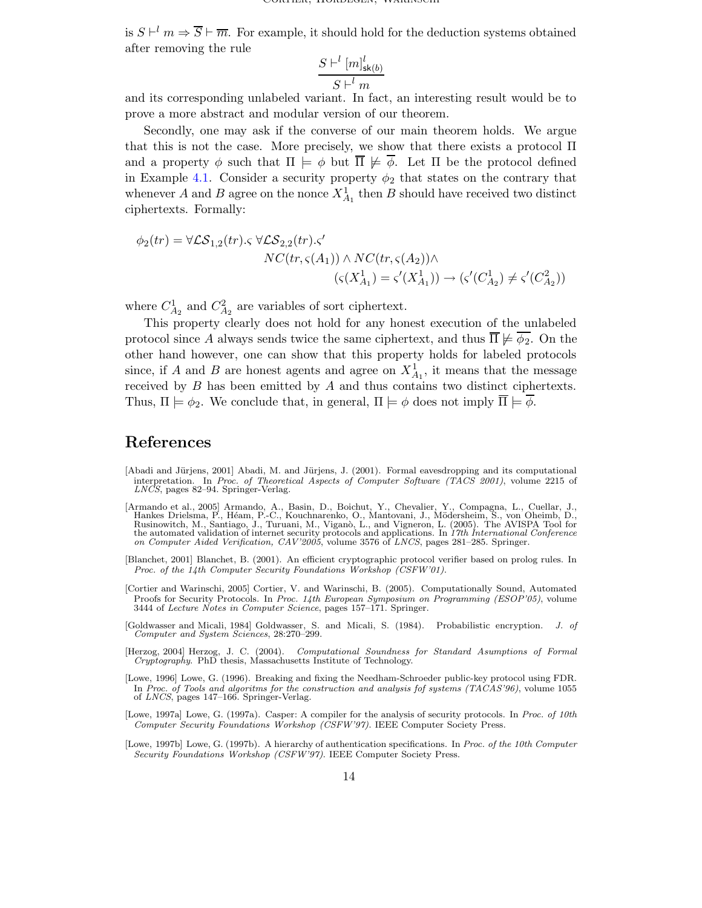is $S \vdash^l m \Rightarrow \overline{S} \vdash \overline{m}$. For example, it should hold for the deduction systems obtained after removing the rule

$$\frac{S \vdash^l [m]^l_{\mathsf{sk}(b)}}{S \vdash^l m}$$

and its corresponding unlabeled variant. In fact, an interesting result would be to prove a more abstract and modular version of our theorem.

Secondly, one may ask if the converse of our main theorem holds. We argue that this is not the case. More precisely, we show that there exists a protocol $\Pi$ and a property $\phi$ such that $\Pi \models \phi$ but $\overline{\Pi} \not\models \overline{\phi}$. Let $\Pi$ be the protocol defined in Example 4.1. Consider a security property $\phi_2$ that states on the contrary that whenever $A$ and $B$ agree on the nonce $X^1_{A_1}$ then $B$ should have received two distinct ciphertexts. Formally:

$$\begin{aligned}\phi_2(tr) = \forall \mathcal{LS}_{1,2}(tr).\varsigma\ \forall \mathcal{LS}_{2,2}(tr).\varsigma'\\ NC(tr, \varsigma(A_1)) \wedge NC(tr, \varsigma(A_2)) \wedge\\ (\varsigma(X^1_{A_1}) = \varsigma'(X^1_{A_1})) \rightarrow (\varsigma'(C^1_{A_2}) \neq \varsigma'(C^2_{A_2}))\end{aligned}$$

where $C^1_{A_2}$ and $C^2_{A_2}$ are variables of sort ciphertext.

This property clearly does not hold for any honest execution of the unlabeled protocol since $A$ always sends twice the same ciphertext, and thus $\overline{\Pi} \not\models \overline{\phi_2}$. On the other hand however, one can show that this property holds for labeled protocols since, if $A$ and $B$ are honest agents and agree on $X^1_{A_1}$, it means that the message received by $B$ has been emitted by $A$ and thus contains two distinct ciphertexts. Thus, $\Pi \models \phi_2$. We conclude that, in general, $\Pi \models \phi$ does not imply $\overline{\Pi} \models \overline{\phi}$.

# References

[Abadi and Jürjens, 2001] Abadi, M. and Jürjens, J. (2001). Formal eavesdropping and its computational interpretation. In *Proc. of Theoretical Aspects of Computer Software (TACS 2001)*, volume 2215 of *LNCS*, pages 82–94. Springer-Verlag.

[Armando et al., 2005] Armando, A., Basin, D., Boichut, Y., Chevalier, Y., Compagna, L., Cuellar, J., Hankes Drielsma, P., Héam, P.-C., Kouchnarenko, O., Mantovani, J., Mödersheim, S., von Oheimb, D., Rusinowitch, M., Santiago, J., Turuani, M., Viganò, L., and Vigneron, L. (2005). The AVISPA Tool for the automated validation of internet security protocols and applications. In *17th International Conference on Computer Aided Verification, CAV'2005*, volume 3576 of *LNCS*, pages 281–285. Springer.

[Blanchet, 2001] Blanchet, B. (2001). An efficient cryptographic protocol verifier based on prolog rules. In *Proc. of the 14th Computer Security Foundations Workshop (CSFW'01)*.

[Cortier and Warinschi, 2005] Cortier, V. and Warinschi, B. (2005). Computationally Sound, Automated Proofs for Security Protocols. In *Proc. 14th European Symposium on Programming (ESOP'05)*, volume 3444 of *Lecture Notes in Computer Science*, pages 157–171. Springer.

[Goldwasser and Micali, 1984] Goldwasser, S. and Micali, S. (1984). Probabilistic encryption. *J. of Computer and System Sciences*, 28:270–299.

[Herzog, 2004] Herzog, J. C. (2004). *Computational Soundness for Standard Assumptions of Formal Cryptography*. PhD thesis, Massachusetts Institute of Technology.

[Lowe, 1996] Lowe, G. (1996). Breaking and fixing the Needham-Schroeder public-key protocol using FDR. In *Proc. of Tools and algoritms for the construction and analysis fof systems (TACAS'96)*, volume 1055 of *LNCS*, pages 147–166. Springer-Verlag.

[Lowe, 1997a] Lowe, G. (1997a). Casper: A compiler for the analysis of security protocols. In *Proc. of 10th Computer Security Foundations Workshop (CSFW'97)*. IEEE Computer Society Press.

[Lowe, 1997b] Lowe, G. (1997b). A hierarchy of authentication specifications. In *Proc. of the 10th Computer Security Foundations Workshop (CSFW'97)*. IEEE Computer Society Press.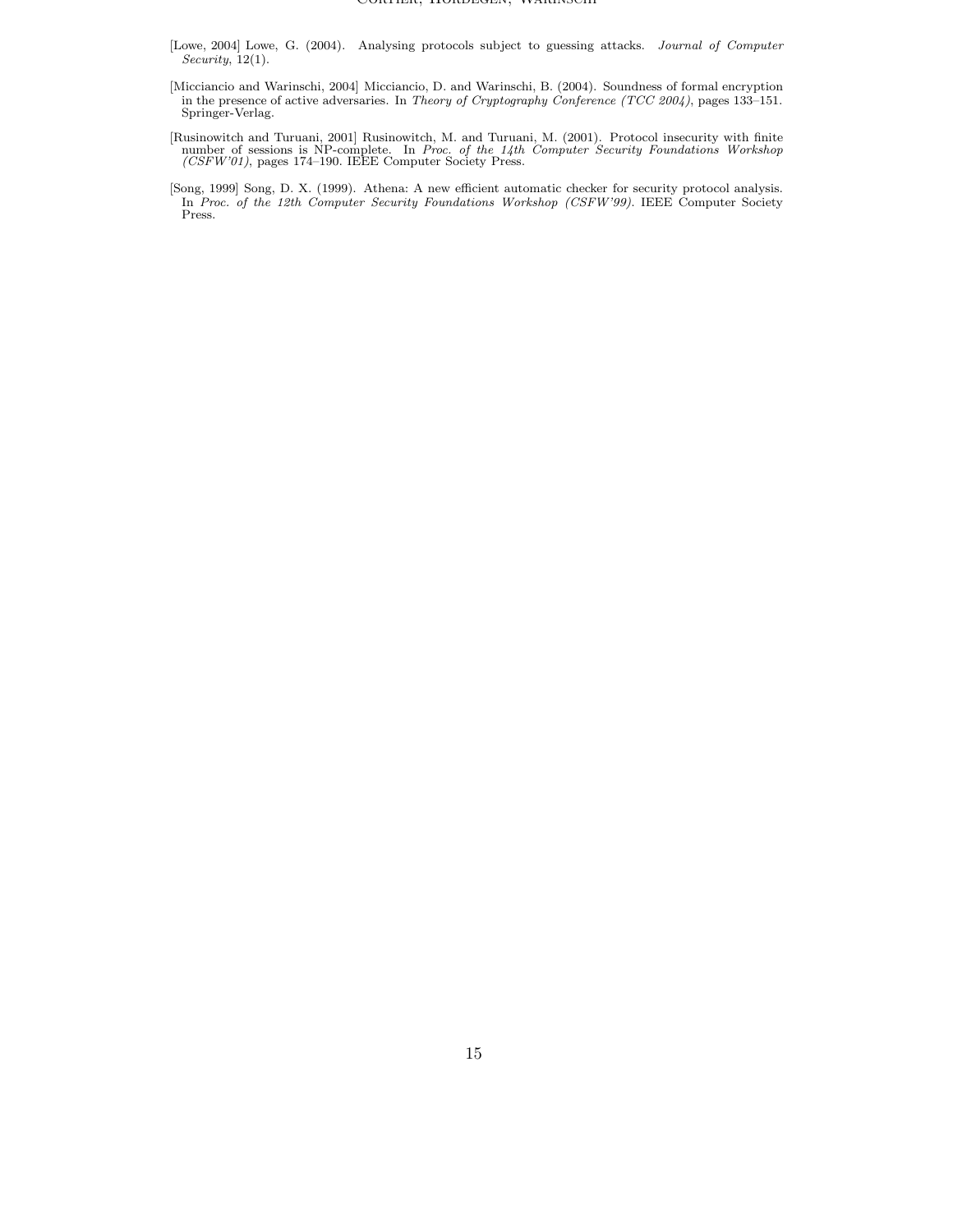[Lowe, 2004] Lowe, G. (2004). Analysing protocols subject to guessing attacks. *Journal of Computer Security*, 12(1).

[Micciancio and Warinschi, 2004] Micciancio, D. and Warinschi, B. (2004). Soundness of formal encryption in the presence of active adversaries. In *Theory of Cryptography Conference (TCC 2004)*, pages 133–151. Springer-Verlag.

[Rusinowitch and Turuani, 2001] Rusinowitch, M. and Turuani, M. (2001). Protocol insecurity with finite number of sessions is NP-complete. In *Proc. of the 14th Computer Security Foundations Workshop (CSFW'01)*, pages 174–190. IEEE Computer Society Press.

[Song, 1999] Song, D. X. (1999). Athena: A new efficient automatic checker for security protocol analysis. In *Proc. of the 12th Computer Security Foundations Workshop (CSFW'99)*. IEEE Computer Society Press.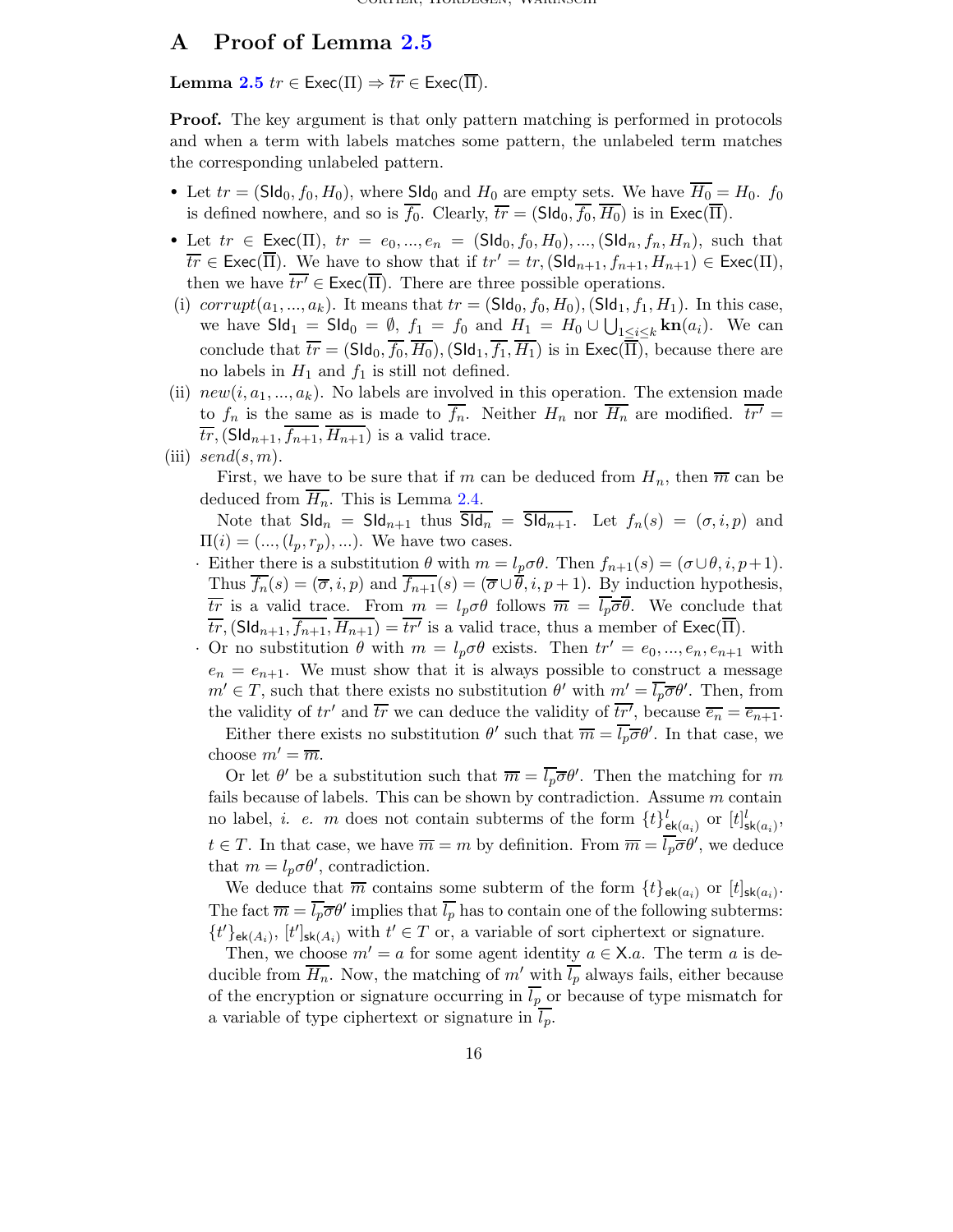## A Proof of Lemma 2.5

**Lemma 2.5** $tr \in \mathsf{Exec}(\Pi) \Rightarrow \overline{tr} \in \mathsf{Exec}(\overline{\Pi})$.

**Proof.** The key argument is that only pattern matching is performed in protocols and when a term with labels matches some pattern, the unlabeled term matches the corresponding unlabeled pattern.

- Let $tr = (\mathsf{SId}_0, f_0, H_0)$, where $\mathsf{SId}_0$ and $H_0$ are empty sets. We have $\overline{H_0} = H_0$. $f_0$ is defined nowhere, and so is $\overline{f_0}$. Clearly, $\overline{tr} = (\mathsf{SId}_0, \overline{f_0}, \overline{H_0})$ is in $\mathsf{Exec}(\overline{\Pi})$.
- Let $tr \in \mathsf{Exec}(\Pi)$, $tr = e_0, ..., e_n = (\mathsf{SId}_0, f_0, H_0), ..., (\mathsf{SId}_n, f_n, H_n)$, such that $\overline{tr} \in \mathsf{Exec}(\overline{\Pi})$. We have to show that if $tr' = tr, (\mathsf{SId}_{n+1}, f_{n+1}, H_{n+1}) \in \mathsf{Exec}(\Pi)$, then we have $\overline{tr'} \in \mathsf{Exec}(\overline{\Pi})$. There are three possible operations.

(i) $corrupt(a_1, ..., a_k)$. It means that $tr = (\mathsf{SId}_0, f_0, H_0), (\mathsf{SId}_1, f_1, H_1)$. In this case, we have $\mathsf{SId}_1 = \mathsf{SId}_0 = \emptyset$, $f_1 = f_0$ and $H_1 = H_0 \cup \bigcup_{1 \leq i \leq k} \mathbf{kn}(a_i)$. We can conclude that $\overline{tr} = (\mathsf{SId}_0, \overline{f_0}, \overline{H_0}), (\mathsf{SId}_1, \overline{f_1}, \overline{H_1})$ is in $\mathsf{Exec}(\overline{\Pi})$, because there are no labels in $H_1$ and $f_1$ is still not defined.

(ii) $new(i, a_1, ..., a_k)$. No labels are involved in this operation. The extension made to $f_n$ is the same as is made to $\overline{f_n}$. Neither $H_n$ nor $\overline{H_n}$ are modified. $\overline{tr'} = \overline{tr}, (\mathsf{SId}_{n+1}, \overline{f_{n+1}}, \overline{H_{n+1}})$ is a valid trace.

(iii) $send(s, m)$.

First, we have to be sure that if $m$ can be deduced from $H_n$, then $\overline{m}$ can be deduced from $\overline{H_n}$. This is Lemma 2.4.

Note that $\mathsf{SId}_n = \mathsf{SId}_{n+1}$ thus $\overline{\mathsf{SId}_n} = \overline{\mathsf{SId}_{n+1}}$. Let $f_n(s) = (\sigma, i, p)$ and $\Pi(i) = (..., (l_p, r_p), ...)$. We have two cases.

- Either there is a substitution $\theta$ with $m = l_p\sigma\theta$. Then $f_{n+1}(s) = (\sigma \cup \theta, i, p+1)$. Thus $\overline{f_n}(s) = (\overline{\sigma}, i, p)$ and $\overline{f_{n+1}}(s) = (\overline{\sigma} \cup \overline{\theta}, i, p+1)$. By induction hypothesis, $\overline{tr}$ is a valid trace. From $m = l_p\sigma\theta$ follows $\overline{m} = \overline{l_p}\overline{\sigma}\overline{\theta}$. We conclude that $\overline{tr}, (\mathsf{SId}_{n+1}, \overline{f_{n+1}}, \overline{H_{n+1}}) = \overline{tr'}$ is a valid trace, thus a member of $\mathsf{Exec}(\overline{\Pi})$.
- Or no substitution $\theta$ with $m = l_p\sigma\theta$ exists. Then $tr' = e_0, ..., e_n, e_{n+1}$ with $e_n = e_{n+1}$. We must show that it is always possible to construct a message $m' \in T$, such that there exists no substitution $\theta'$ with $m' = \overline{l_p}\overline{\sigma}\theta'$. Then, from the validity of $tr'$ and $\overline{tr}$ we can deduce the validity of $\overline{tr'}$, because $\overline{e_n} = \overline{e_{n+1}}$.

  Either there exists no substitution $\theta'$ such that $\overline{m} = \overline{l_p}\overline{\sigma}\theta'$. In that case, we choose $m' = \overline{m}$.

  Or let $\theta'$ be a substitution such that $\overline{m} = \overline{l_p}\overline{\sigma}\theta'$. Then the matching for $m$ fails because of labels. This can be shown by contradiction. Assume $m$ contain no label, *i. e.* $m$ does not contain subterms of the form $\{t\}^l_{\mathsf{ek}(a_i)}$ or $[t]^l_{\mathsf{sk}(a_i)}$, $t \in T$. In that case, we have $\overline{m} = m$ by definition. From $\overline{m} = \overline{l_p}\overline{\sigma}\theta'$, we deduce that $m = l_p\sigma\theta'$, contradiction.

  We deduce that $\overline{m}$ contains some subterm of the form $\{t\}_{\mathsf{ek}(a_i)}$ or $[t]_{\mathsf{sk}(a_i)}$. The fact $\overline{m} = \overline{l_p}\overline{\sigma}\theta'$ implies that $\overline{l_p}$ has to contain one of the following subterms: $\{t'\}_{\mathsf{ek}(A_i)}$, $[t']_{\mathsf{sk}(A_i)}$ with $t' \in T$ or, a variable of sort ciphertext or signature.

  Then, we choose $m' = a$ for some agent identity $a \in \mathsf{X}.a$. The term $a$ is deducible from $\overline{H_n}$. Now, the matching of $m'$ with $\overline{l_p}$ always fails, either because of the encryption or signature occurring in $\overline{l_p}$ or because of type mismatch for a variable of type ciphertext or signature in $\overline{l_p}$.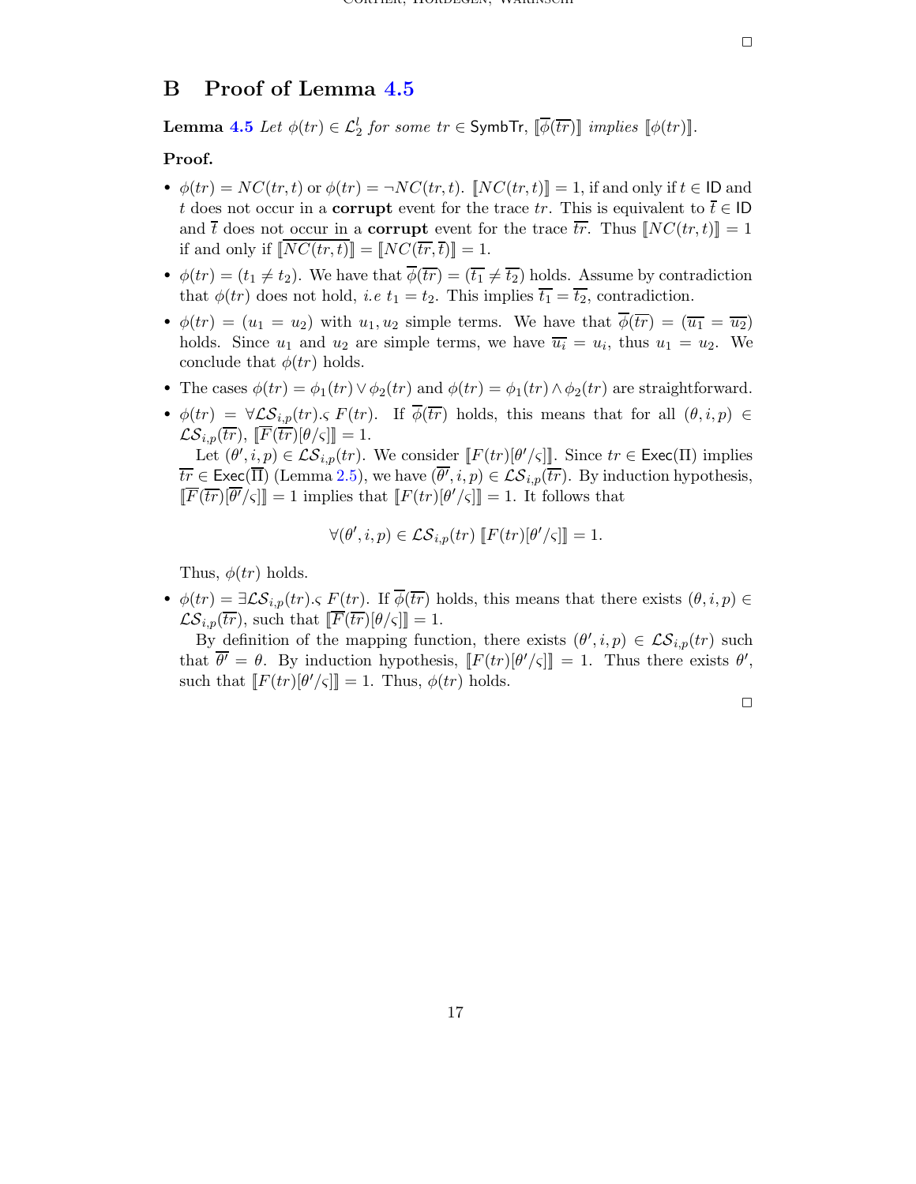□

## B Proof of Lemma 4.5

**Lemma 4.5** *Let $\phi(tr) \in \mathcal{L}_2^l$ for some $tr \in \mathsf{SymbTr}$, $[\![\overline{\phi}(\overline{tr})]\!]$ implies $[\![\phi(tr)]\!]$.*

**Proof.**

- $\phi(tr) = NC(tr, t)$ or $\phi(tr) = \neg NC(tr, t)$. $[\![NC(tr, t)]\!] = 1$, if and only if $t \in \mathsf{ID}$ and $t$ does not occur in a **corrupt** event for the trace $tr$. This is equivalent to $\overline{t} \in \mathsf{ID}$ and $\overline{t}$ does not occur in a **corrupt** event for the trace $\overline{tr}$. Thus $[\![NC(tr, t)]\!] = 1$ if and only if $[\![\overline{NC(tr, t)}]\!] = [\![NC(\overline{tr}, \overline{t})]\!] = 1$.
- $\phi(tr) = (t_1 \neq t_2)$. We have that $\overline{\phi}(\overline{tr}) = (\overline{t_1} \neq \overline{t_2})$ holds. Assume by contradiction that $\phi(tr)$ does not hold, *i.e* $t_1 = t_2$. This implies $\overline{t_1} = \overline{t_2}$, contradiction.
- $\phi(tr) = (u_1 = u_2)$ with $u_1, u_2$ simple terms. We have that $\overline{\phi}(\overline{tr}) = (\overline{u_1} = \overline{u_2})$ holds. Since $u_1$ and $u_2$ are simple terms, we have $\overline{u_i} = u_i$, thus $u_1 = u_2$. We conclude that $\phi(tr)$ holds.
- The cases $\phi(tr) = \phi_1(tr) \vee \phi_2(tr)$ and $\phi(tr) = \phi_1(tr) \wedge \phi_2(tr)$ are straightforward.
- $\phi(tr) = \forall \mathcal{LS}_{i,p}(tr).\varsigma\ F(tr)$. If $\overline{\phi}(\overline{tr})$ holds, this means that for all $(\theta, i, p) \in \mathcal{LS}_{i,p}(\overline{tr})$, $[\![\overline{F}(\overline{tr})[\theta/\varsigma]]\!] = 1$.

  Let $(\theta', i, p) \in \mathcal{LS}_{i,p}(tr)$. We consider $[\![F(tr)[\theta'/\varsigma]]\!]$. Since $tr \in \mathsf{Exec}(\Pi)$ implies $\overline{tr} \in \mathsf{Exec}(\overline{\Pi})$ (Lemma 2.5), we have $(\overline{\theta'}, i, p) \in \mathcal{LS}_{i,p}(\overline{tr})$. By induction hypothesis, $[\![\overline{F}(\overline{tr})[\overline{\theta'}/\varsigma]]\!] = 1$ implies that $[\![F(tr)[\theta'/\varsigma]]\!] = 1$. It follows that

  $$\forall(\theta', i, p) \in \mathcal{LS}_{i,p}(tr)\ [\![F(tr)[\theta'/\varsigma]]\!] = 1.$$

  Thus, $\phi(tr)$ holds.
- $\phi(tr) = \exists \mathcal{LS}_{i,p}(tr).\varsigma\ F(tr)$. If $\overline{\phi}(\overline{tr})$ holds, this means that there exists $(\theta, i, p) \in \mathcal{LS}_{i,p}(\overline{tr})$, such that $[\![\overline{F}(\overline{tr})[\theta/\varsigma]]\!] = 1$.

  By definition of the mapping function, there exists $(\theta', i, p) \in \mathcal{LS}_{i,p}(tr)$ such that $\overline{\theta'} = \theta$. By induction hypothesis, $[\![F(tr)[\theta'/\varsigma]]\!] = 1$. Thus there exists $\theta'$, such that $[\![F(tr)[\theta'/\varsigma]]\!] = 1$. Thus, $\phi(tr)$ holds.

□